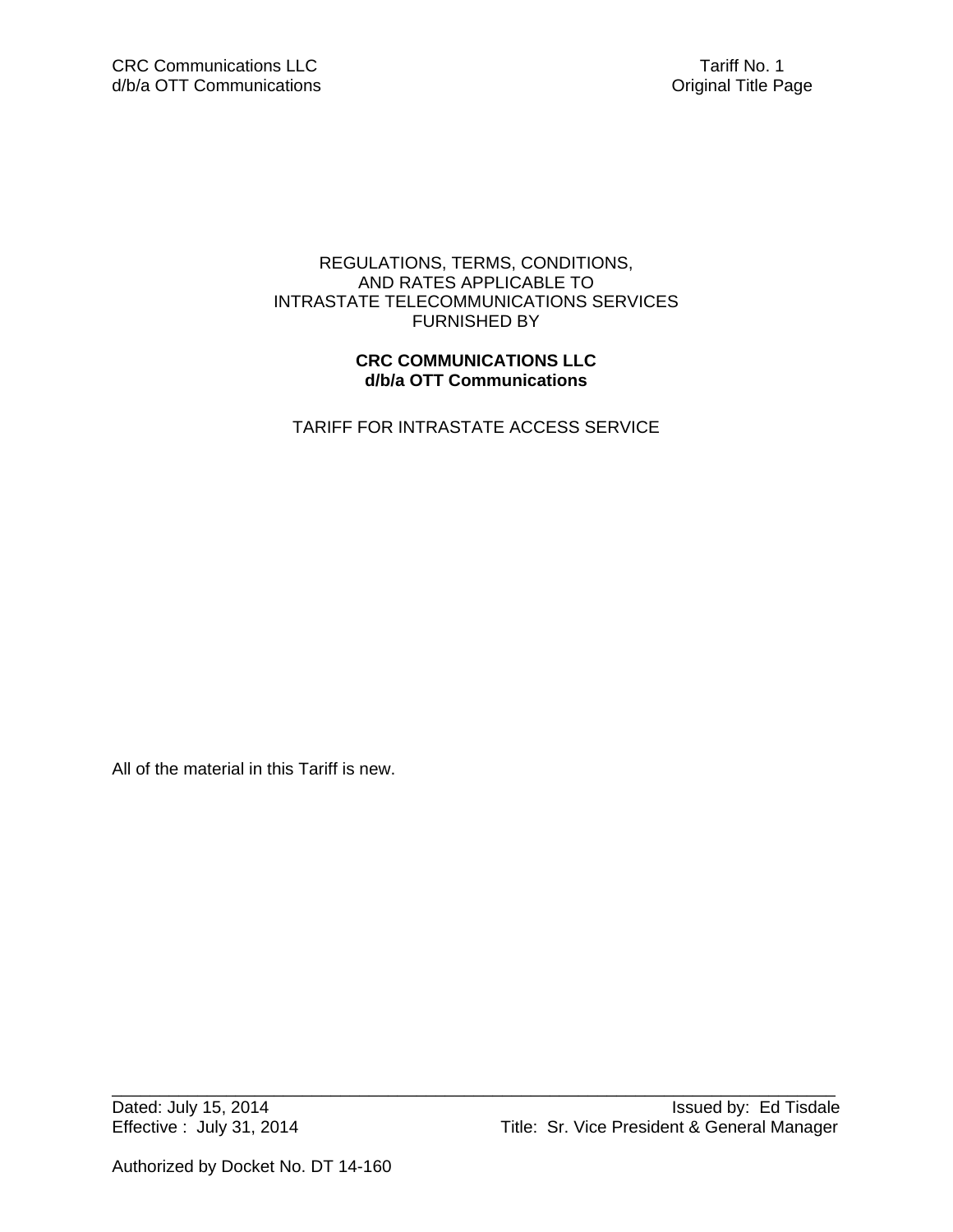CRC Communications LLC
d/b/a OTT Communications

Tariff No. 1
Original Title Page

REGULATIONS, TERMS, CONDITIONS,
AND RATES APPLICABLE TO
INTRASTATE TELECOMMUNICATIONS SERVICES
FURNISHED BY

**CRC COMMUNICATIONS LLC**
**d/b/a OTT Communications**

TARIFF FOR INTRASTATE ACCESS SERVICE

All of the material in this Tariff is new.

Dated: July 15, 2014
Effective : July 31, 2014

Issued by: Ed Tisdale
Title: Sr. Vice President & General Manager

Authorized by Docket No. DT 14-160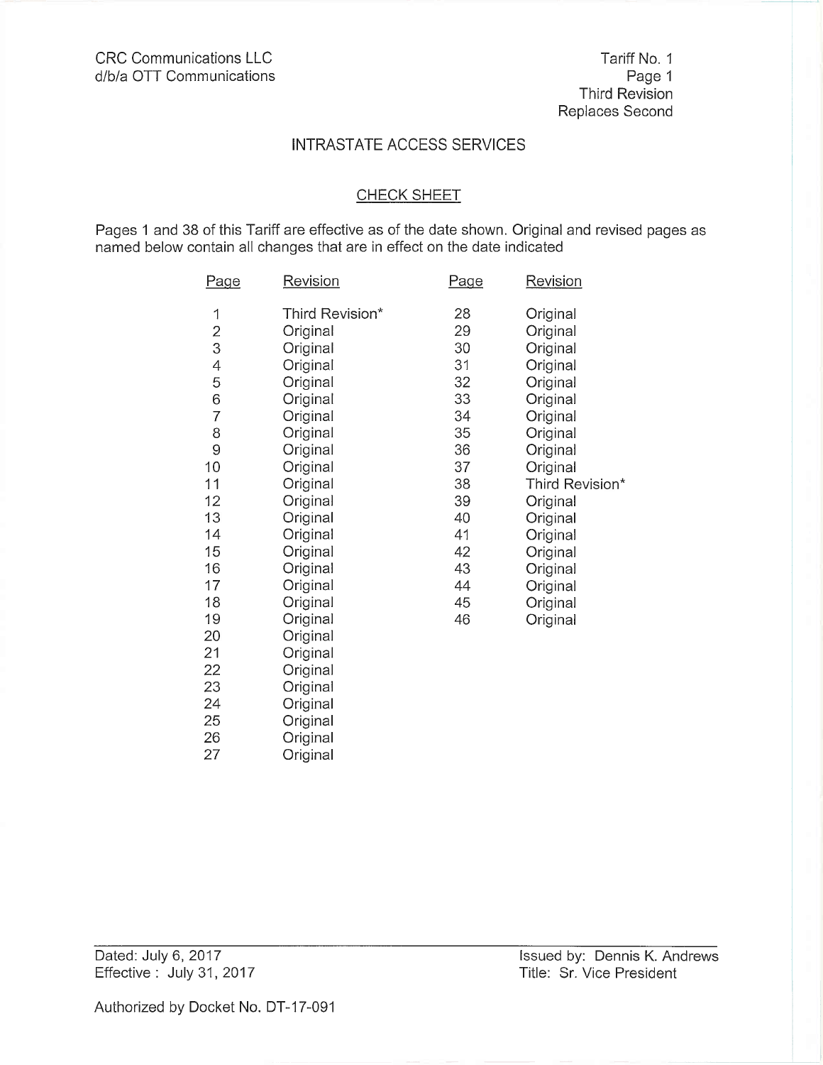CRC Communications LLC
d/b/a OTT Communications

Tariff No. 1
Page 1
Third Revision
Replaces Second

## INTRASTATE ACCESS SERVICES

### CHECK SHEET

Pages 1 and 38 of this Tariff are effective as of the date shown. Original and revised pages as named below contain all changes that are in effect on the date indicated

| Page | Revision | Page | Revision |
|---|---|---|---|
| 1 | Third Revision* | 28 | Original |
| 2 | Original | 29 | Original |
| 3 | Original | 30 | Original |
| 4 | Original | 31 | Original |
| 5 | Original | 32 | Original |
| 6 | Original | 33 | Original |
| 7 | Original | 34 | Original |
| 8 | Original | 35 | Original |
| 9 | Original | 36 | Original |
| 10 | Original | 37 | Original |
| 11 | Original | 38 | Third Revision* |
| 12 | Original | 39 | Original |
| 13 | Original | 40 | Original |
| 14 | Original | 41 | Original |
| 15 | Original | 42 | Original |
| 16 | Original | 43 | Original |
| 17 | Original | 44 | Original |
| 18 | Original | 45 | Original |
| 19 | Original | 46 | Original |
| 20 | Original | | |
| 21 | Original | | |
| 22 | Original | | |
| 23 | Original | | |
| 24 | Original | | |
| 25 | Original | | |
| 26 | Original | | |
| 27 | Original | | |

Dated: July 6, 2017
Effective : July 31, 2017

Issued by: Dennis K. Andrews
Title: Sr. Vice President

Authorized by Docket No. DT-17-091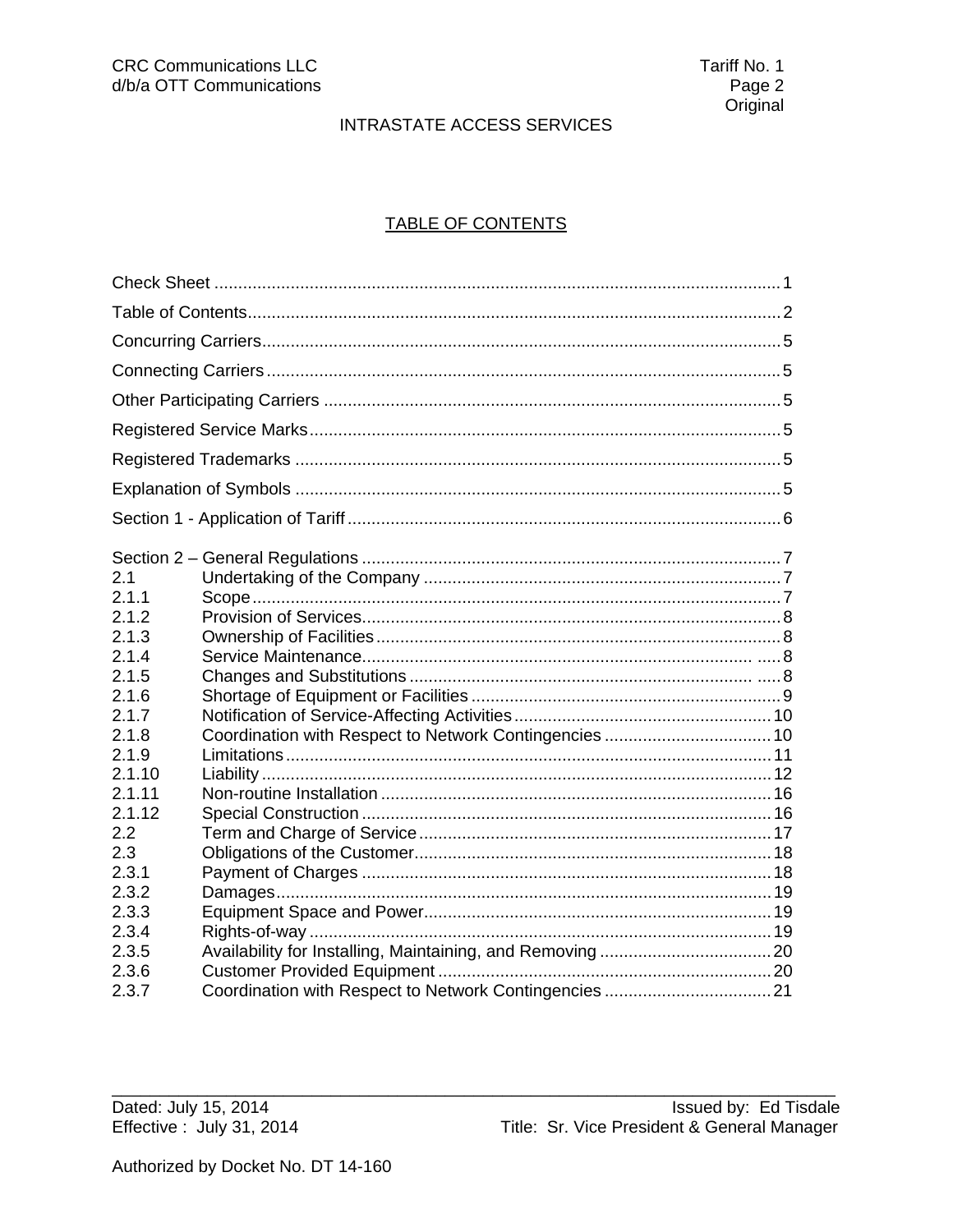## TABLE OF CONTENTS

| | | |
|---|---|---|
| Check Sheet | | 1 |
| Table of Contents | | 2 |
| Concurring Carriers | | 5 |
| Connecting Carriers | | 5 |
| Other Participating Carriers | | 5 |
| Registered Service Marks | | 5 |
| Registered Trademarks | | 5 |
| Explanation of Symbols | | 5 |
| Section 1 - Application of Tariff | | 6 |
| Section 2 – General Regulations | | 7 |
| 2.1 | Undertaking of the Company | 7 |
| 2.1.1 | Scope | 7 |
| 2.1.2 | Provision of Services | 8 |
| 2.1.3 | Ownership of Facilities | 8 |
| 2.1.4 | Service Maintenance | 8 |
| 2.1.5 | Changes and Substitutions | 8 |
| 2.1.6 | Shortage of Equipment or Facilities | 9 |
| 2.1.7 | Notification of Service-Affecting Activities | 10 |
| 2.1.8 | Coordination with Respect to Network Contingencies | 10 |
| 2.1.9 | Limitations | 11 |
| 2.1.10 | Liability | 12 |
| 2.1.11 | Non-routine Installation | 16 |
| 2.1.12 | Special Construction | 16 |
| 2.2 | Term and Charge of Service | 17 |
| 2.3 | Obligations of the Customer | 18 |
| 2.3.1 | Payment of Charges | 18 |
| 2.3.2 | Damages | 19 |
| 2.3.3 | Equipment Space and Power | 19 |
| 2.3.4 | Rights-of-way | 19 |
| 2.3.5 | Availability for Installing, Maintaining, and Removing | 20 |
| 2.3.6 | Customer Provided Equipment | 20 |
| 2.3.7 | Coordination with Respect to Network Contingencies | 21 |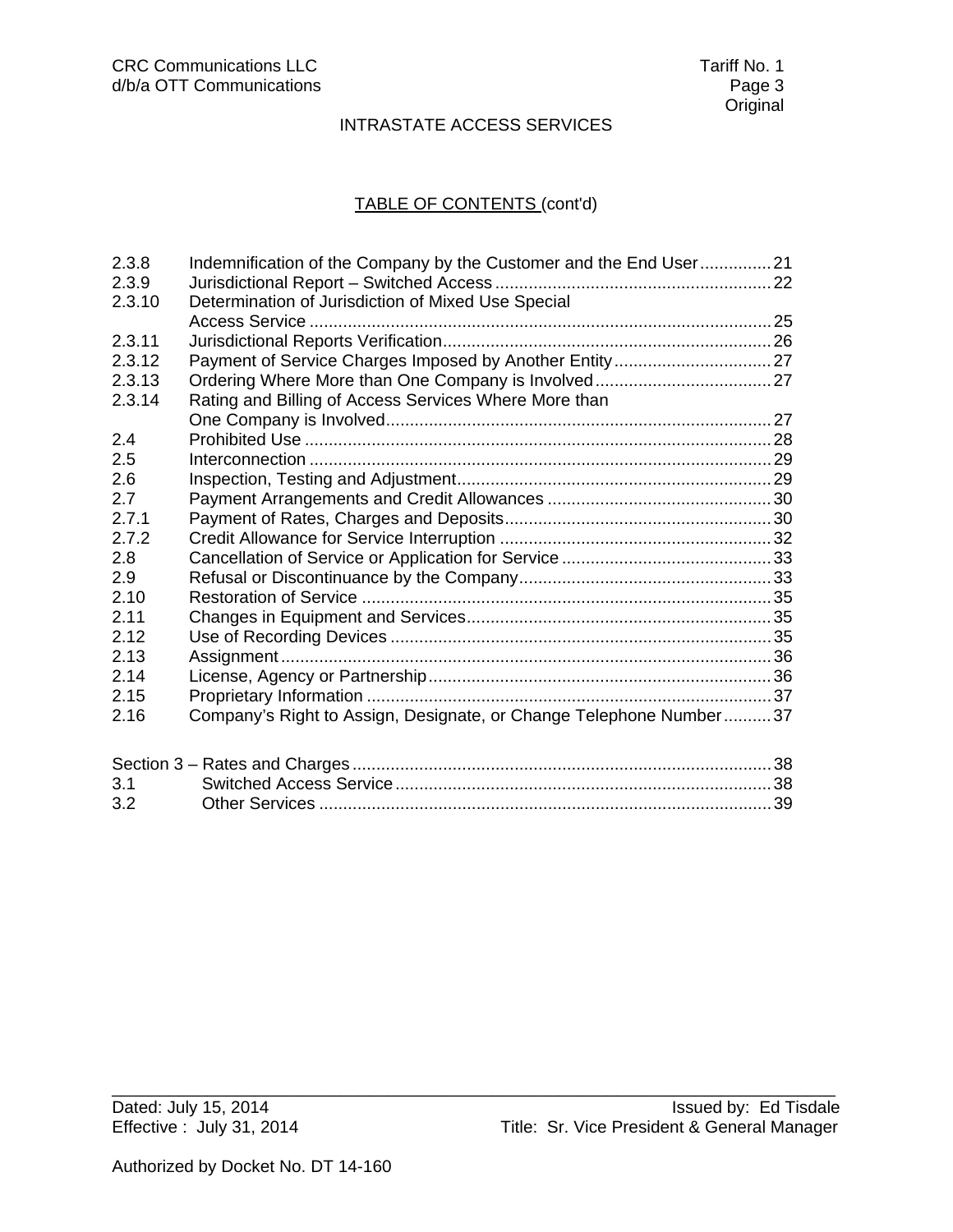## TABLE OF CONTENTS (cont'd)

| | | |
|---|---|---|
| 2.3.8 | Indemnification of the Company by the Customer and the End User | 21 |
| 2.3.9 | Jurisdictional Report – Switched Access | 22 |
| 2.3.10 | Determination of Jurisdiction of Mixed Use Special Access Service | 25 |
| 2.3.11 | Jurisdictional Reports Verification | 26 |
| 2.3.12 | Payment of Service Charges Imposed by Another Entity | 27 |
| 2.3.13 | Ordering Where More than One Company is Involved | 27 |
| 2.3.14 | Rating and Billing of Access Services Where More than One Company is Involved | 27 |
| 2.4 | Prohibited Use | 28 |
| 2.5 | Interconnection | 29 |
| 2.6 | Inspection, Testing and Adjustment | 29 |
| 2.7 | Payment Arrangements and Credit Allowances | 30 |
| 2.7.1 | Payment of Rates, Charges and Deposits | 30 |
| 2.7.2 | Credit Allowance for Service Interruption | 32 |
| 2.8 | Cancellation of Service or Application for Service | 33 |
| 2.9 | Refusal or Discontinuance by the Company | 33 |
| 2.10 | Restoration of Service | 35 |
| 2.11 | Changes in Equipment and Services | 35 |
| 2.12 | Use of Recording Devices | 35 |
| 2.13 | Assignment | 36 |
| 2.14 | License, Agency or Partnership | 36 |
| 2.15 | Proprietary Information | 37 |
| 2.16 | Company's Right to Assign, Designate, or Change Telephone Number | 37 |

| | | |
|---|---|---|
| Section 3 – Rates and Charges | | 38 |
| 3.1 | Switched Access Service | 38 |
| 3.2 | Other Services | 39 |

Dated: July 15, 2014
Effective : July 31, 2014

Issued by: Ed Tisdale
Title: Sr. Vice President & General Manager

Authorized by Docket No. DT 14-160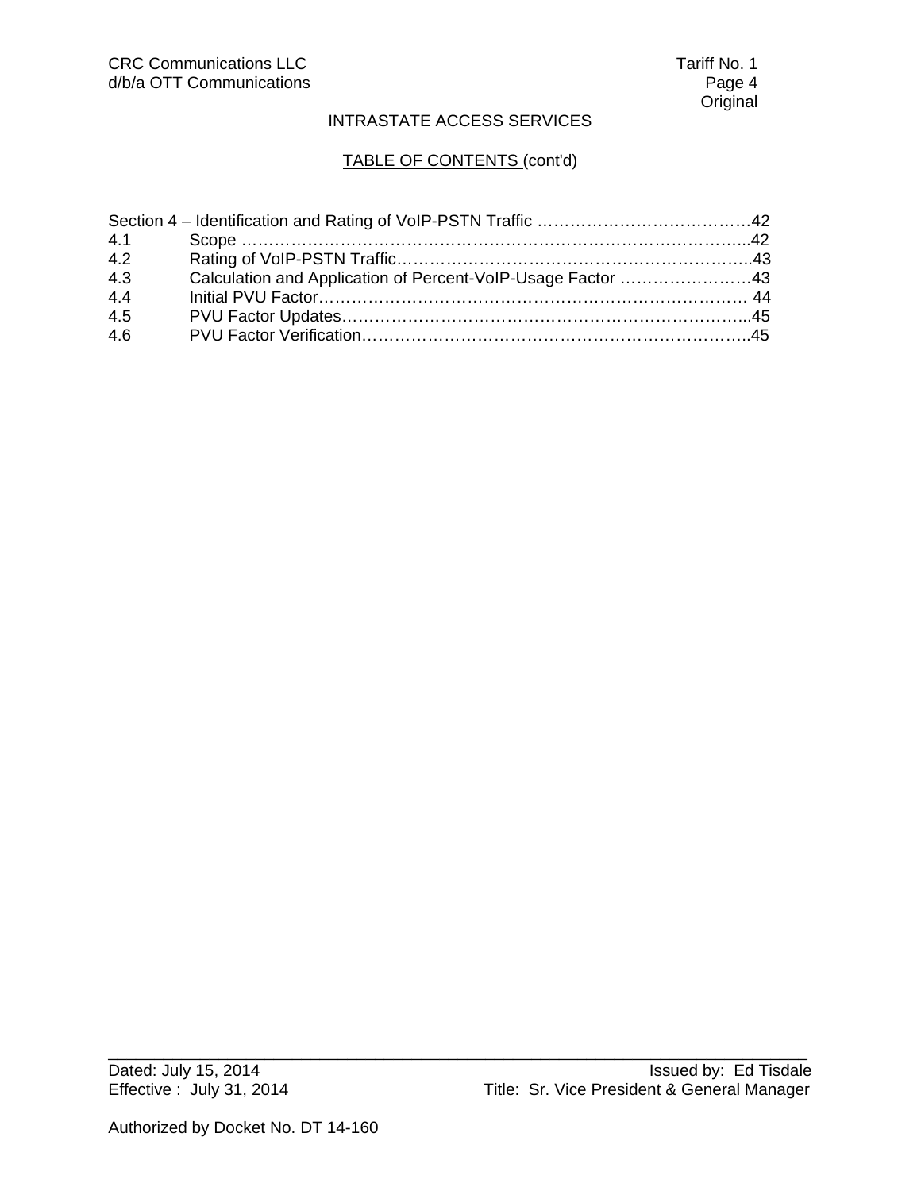INTRASTATE ACCESS SERVICES

TABLE OF CONTENTS (cont'd)

| | | |
|---|---|---|
| Section 4 – Identification and Rating of VoIP-PSTN Traffic | | 42 |
| 4.1 | Scope | 42 |
| 4.2 | Rating of VoIP-PSTN Traffic | 43 |
| 4.3 | Calculation and Application of Percent-VoIP-Usage Factor | 43 |
| 4.4 | Initial PVU Factor | 44 |
| 4.5 | PVU Factor Updates | 45 |
| 4.6 | PVU Factor Verification | 45 |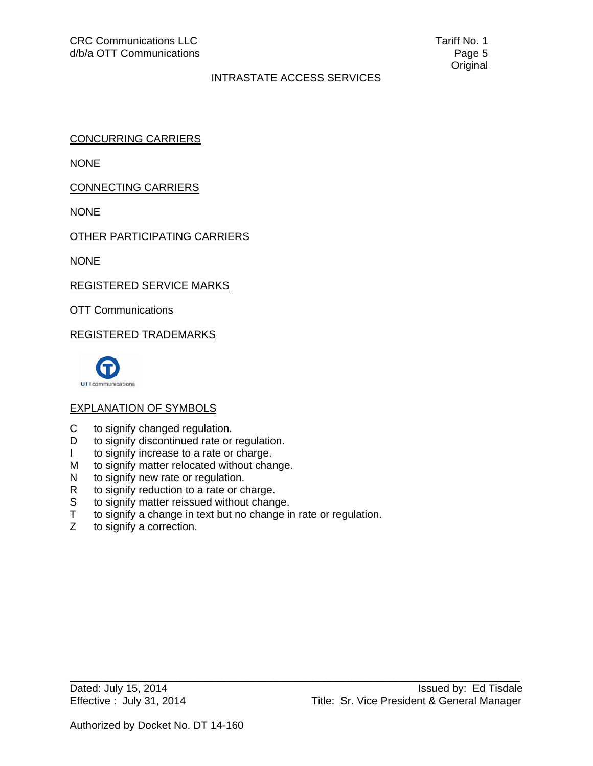CONCURRING CARRIERS

NONE

CONNECTING CARRIERS

NONE

OTHER PARTICIPATING CARRIERS

NONE

REGISTERED SERVICE MARKS

OTT Communications

REGISTERED TRADEMARKS

EXPLANATION OF SYMBOLS

C to signify changed regulation.
D to signify discontinued rate or regulation.
I to signify increase to a rate or charge.
M to signify matter relocated without change.
N to signify new rate or regulation.
R to signify reduction to a rate or charge.
S to signify matter reissued without change.
T to signify a change in text but no change in rate or regulation.
Z to signify a correction.

Dated: July 15, 2014
Effective : July 31, 2014

Issued by: Ed Tisdale
Title: Sr. Vice President & General Manager

Authorized by Docket No. DT 14-160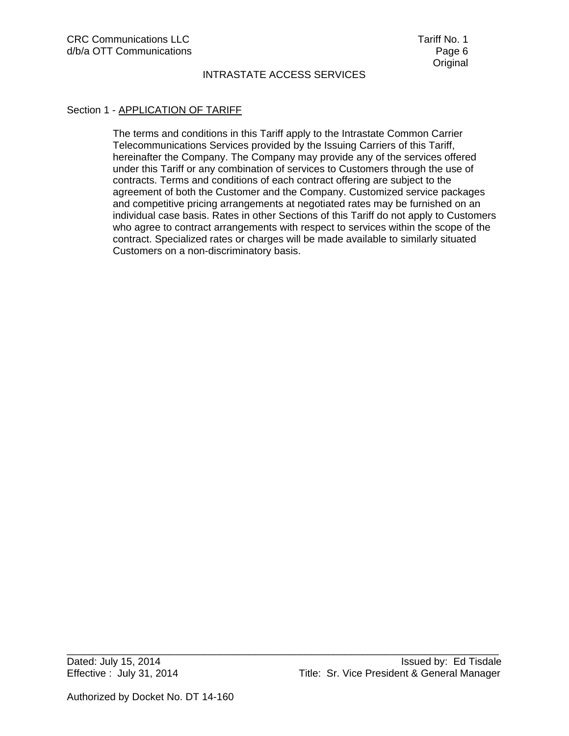## Section 1 - APPLICATION OF TARIFF

The terms and conditions in this Tariff apply to the Intrastate Common Carrier Telecommunications Services provided by the Issuing Carriers of this Tariff, hereinafter the Company. The Company may provide any of the services offered under this Tariff or any combination of services to Customers through the use of contracts. Terms and conditions of each contract offering are subject to the agreement of both the Customer and the Company. Customized service packages and competitive pricing arrangements at negotiated rates may be furnished on an individual case basis. Rates in other Sections of this Tariff do not apply to Customers who agree to contract arrangements with respect to services within the scope of the contract. Specialized rates or charges will be made available to similarly situated Customers on a non-discriminatory basis.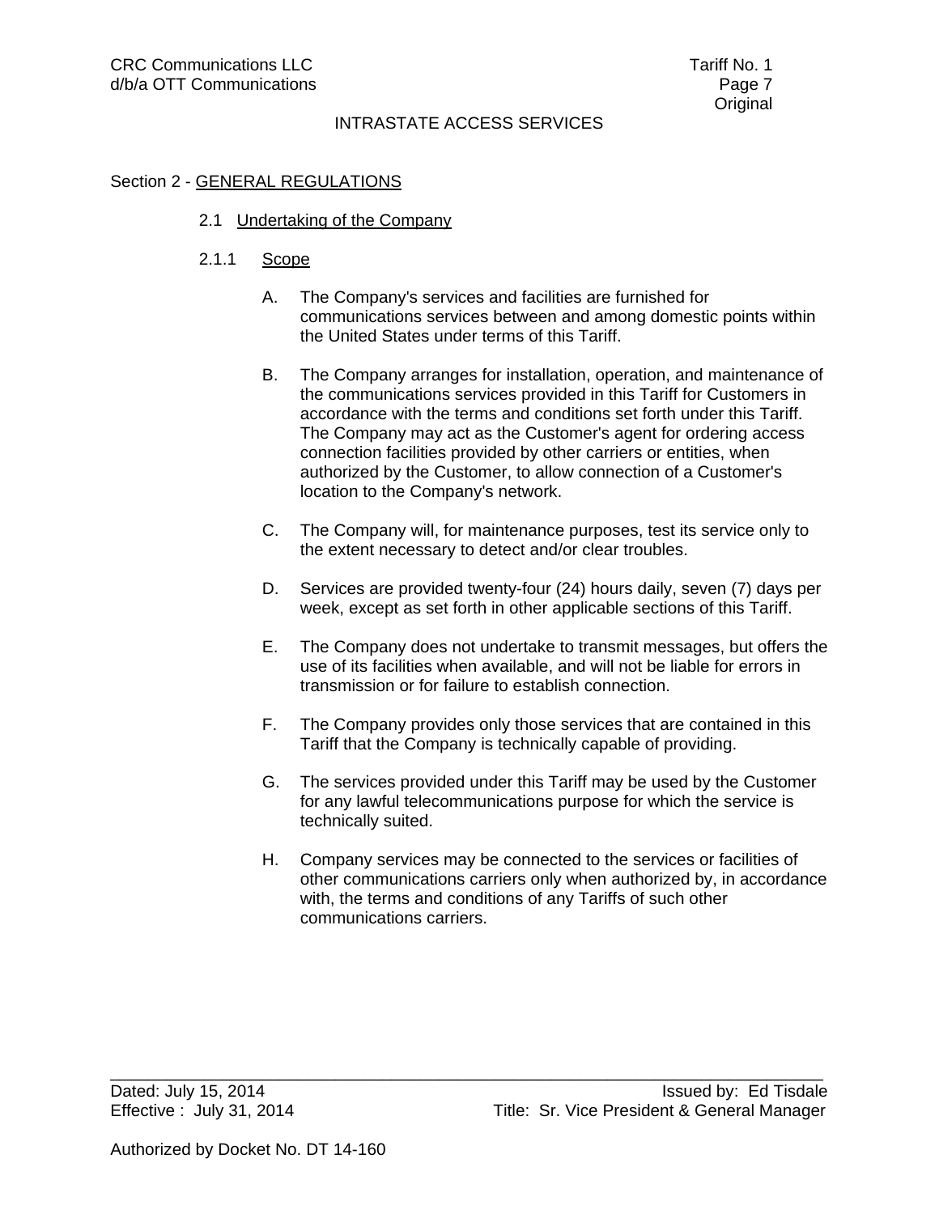## Section 2 - GENERAL REGULATIONS

### 2.1 Undertaking of the Company

#### 2.1.1 Scope

A. The Company's services and facilities are furnished for communications services between and among domestic points within the United States under terms of this Tariff.

B. The Company arranges for installation, operation, and maintenance of the communications services provided in this Tariff for Customers in accordance with the terms and conditions set forth under this Tariff. The Company may act as the Customer's agent for ordering access connection facilities provided by other carriers or entities, when authorized by the Customer, to allow connection of a Customer's location to the Company's network.

C. The Company will, for maintenance purposes, test its service only to the extent necessary to detect and/or clear troubles.

D. Services are provided twenty-four (24) hours daily, seven (7) days per week, except as set forth in other applicable sections of this Tariff.

E. The Company does not undertake to transmit messages, but offers the use of its facilities when available, and will not be liable for errors in transmission or for failure to establish connection.

F. The Company provides only those services that are contained in this Tariff that the Company is technically capable of providing.

G. The services provided under this Tariff may be used by the Customer for any lawful telecommunications purpose for which the service is technically suited.

H. Company services may be connected to the services or facilities of other communications carriers only when authorized by, in accordance with, the terms and conditions of any Tariffs of such other communications carriers.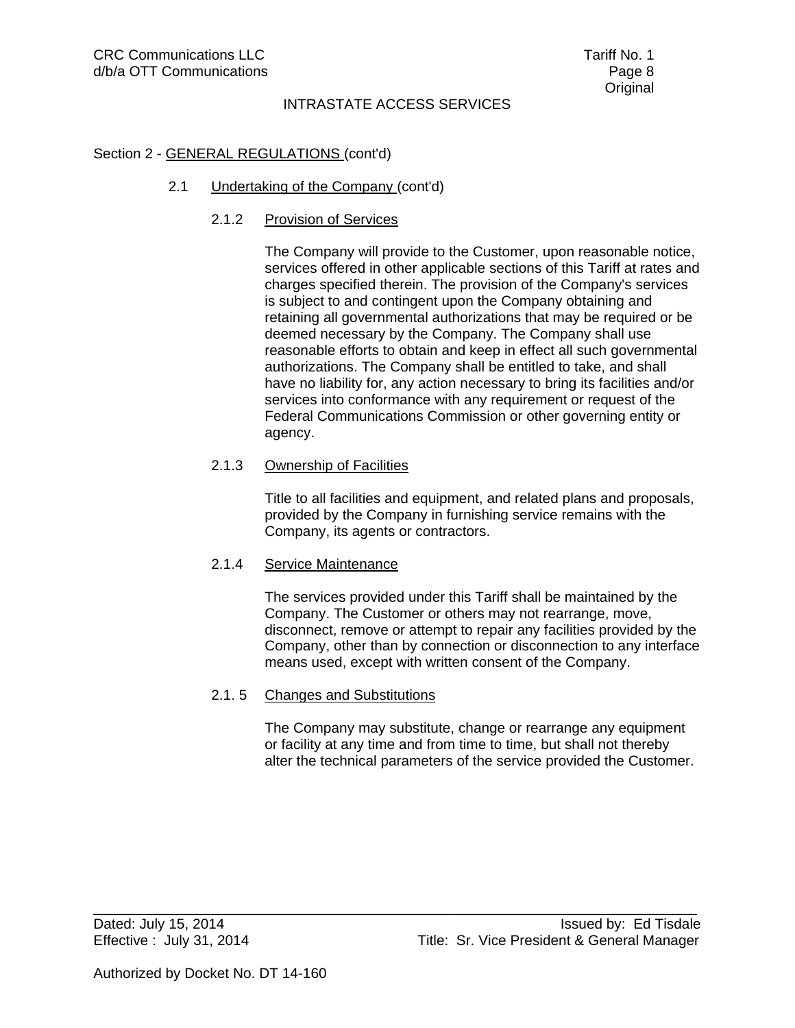## Section 2 - GENERAL REGULATIONS (cont'd)

### 2.1 Undertaking of the Company (cont'd)

#### 2.1.2 Provision of Services

The Company will provide to the Customer, upon reasonable notice, services offered in other applicable sections of this Tariff at rates and charges specified therein. The provision of the Company's services is subject to and contingent upon the Company obtaining and retaining all governmental authorizations that may be required or be deemed necessary by the Company. The Company shall use reasonable efforts to obtain and keep in effect all such governmental authorizations. The Company shall be entitled to take, and shall have no liability for, any action necessary to bring its facilities and/or services into conformance with any requirement or request of the Federal Communications Commission or other governing entity or agency.

#### 2.1.3 Ownership of Facilities

Title to all facilities and equipment, and related plans and proposals, provided by the Company in furnishing service remains with the Company, its agents or contractors.

#### 2.1.4 Service Maintenance

The services provided under this Tariff shall be maintained by the Company. The Customer or others may not rearrange, move, disconnect, remove or attempt to repair any facilities provided by the Company, other than by connection or disconnection to any interface means used, except with written consent of the Company.

#### 2.1. 5 Changes and Substitutions

The Company may substitute, change or rearrange any equipment or facility at any time and from time to time, but shall not thereby alter the technical parameters of the service provided the Customer.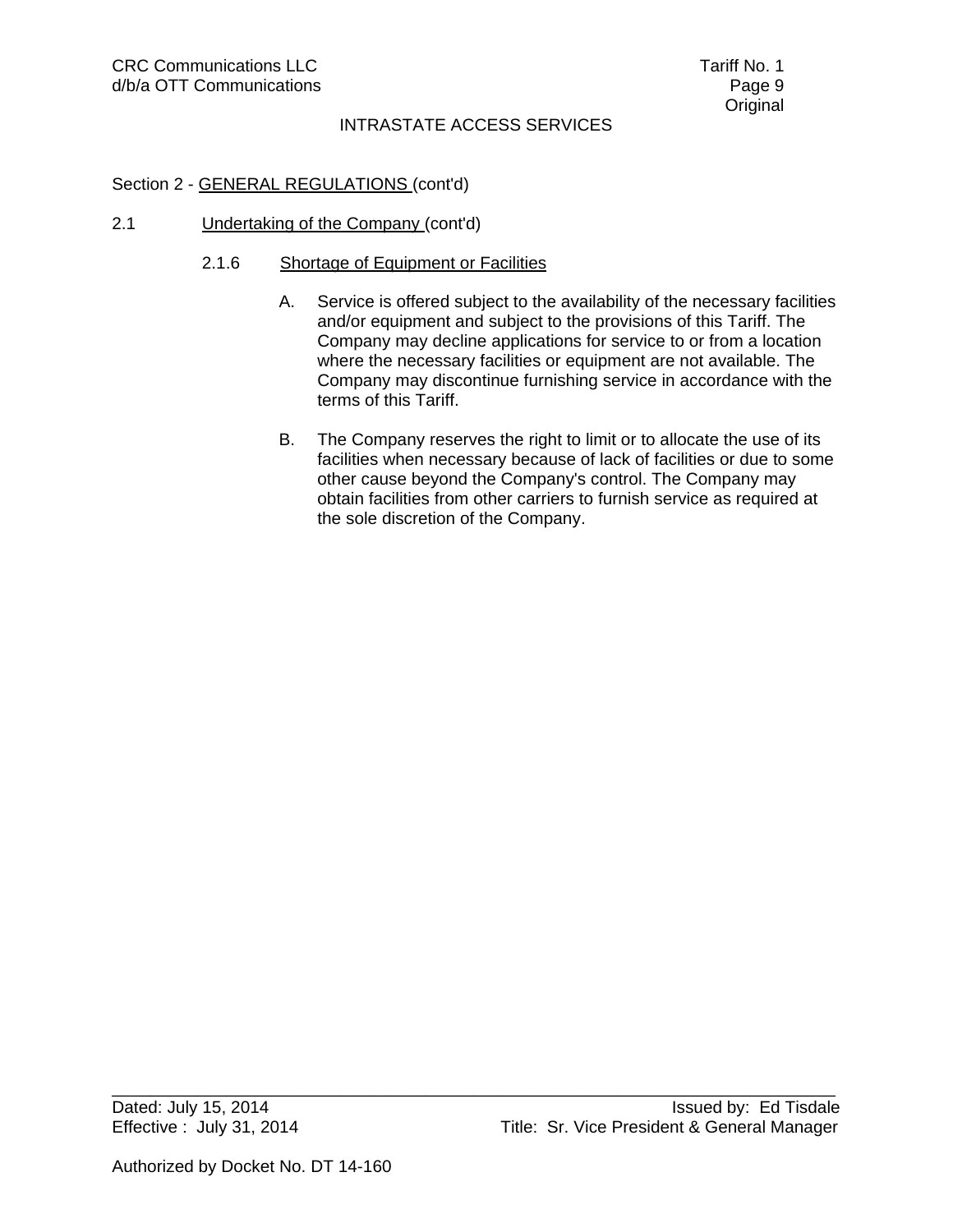Section 2 - GENERAL REGULATIONS (cont'd)

2.1 Undertaking of the Company (cont'd)

2.1.6 Shortage of Equipment or Facilities

A. Service is offered subject to the availability of the necessary facilities and/or equipment and subject to the provisions of this Tariff. The Company may decline applications for service to or from a location where the necessary facilities or equipment are not available. The Company may discontinue furnishing service in accordance with the terms of this Tariff.

B. The Company reserves the right to limit or to allocate the use of its facilities when necessary because of lack of facilities or due to some other cause beyond the Company's control. The Company may obtain facilities from other carriers to furnish service as required at the sole discretion of the Company.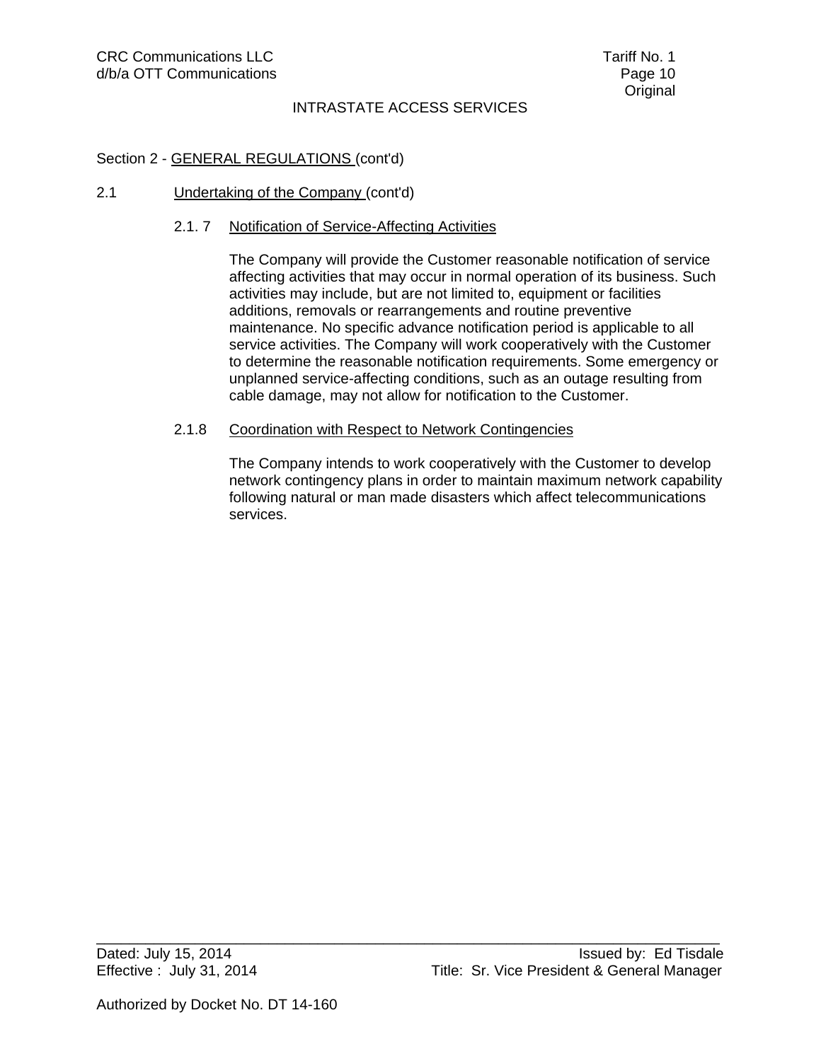## Section 2 - GENERAL REGULATIONS (cont'd)

### 2.1 Undertaking of the Company (cont'd)

#### 2.1.7 Notification of Service-Affecting Activities

The Company will provide the Customer reasonable notification of service affecting activities that may occur in normal operation of its business. Such activities may include, but are not limited to, equipment or facilities additions, removals or rearrangements and routine preventive maintenance. No specific advance notification period is applicable to all service activities. The Company will work cooperatively with the Customer to determine the reasonable notification requirements. Some emergency or unplanned service-affecting conditions, such as an outage resulting from cable damage, may not allow for notification to the Customer.

#### 2.1.8 Coordination with Respect to Network Contingencies

The Company intends to work cooperatively with the Customer to develop network contingency plans in order to maintain maximum network capability following natural or man made disasters which affect telecommunications services.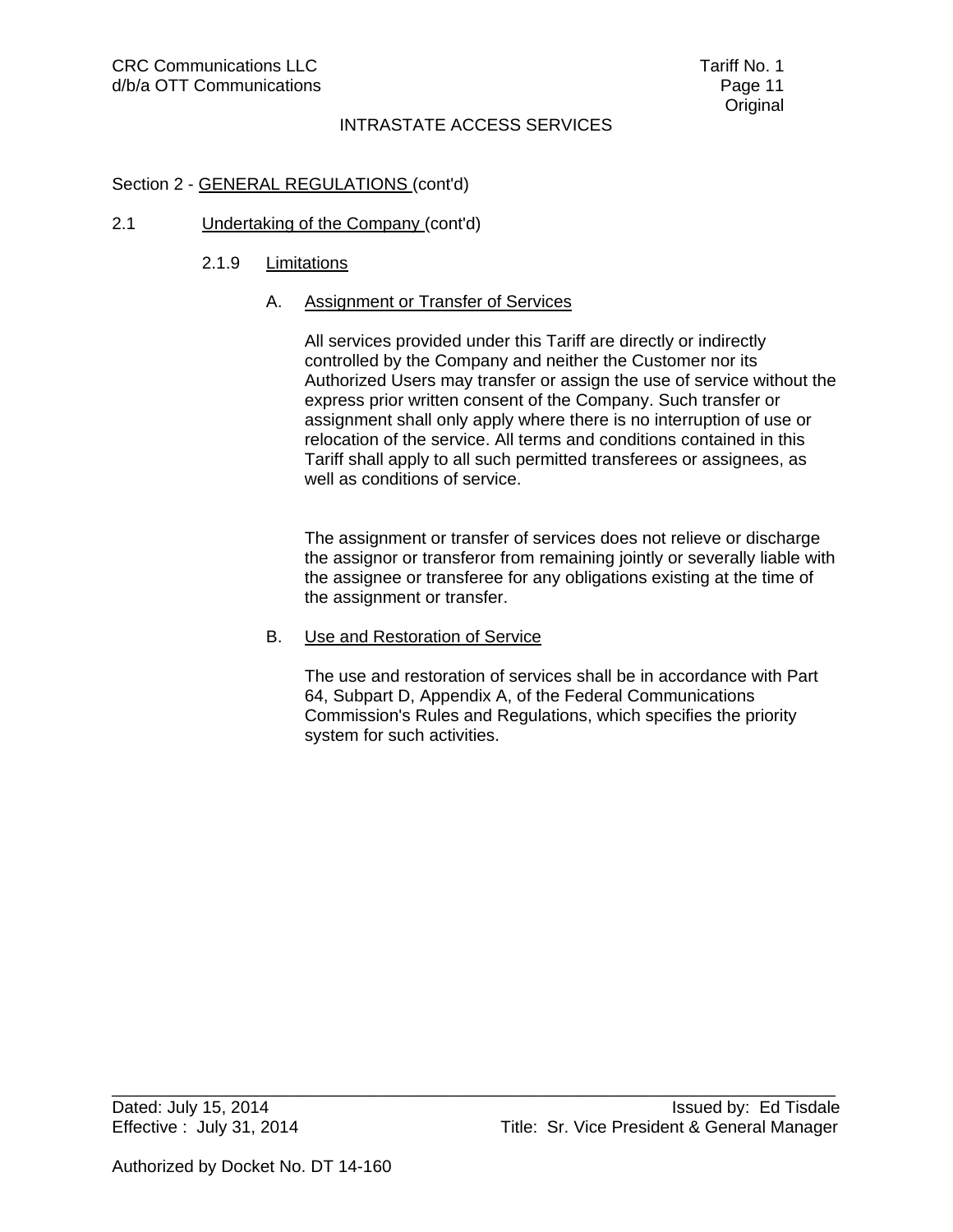Section 2 - GENERAL REGULATIONS (cont'd)

2.1 Undertaking of the Company (cont'd)

2.1.9 Limitations

A. Assignment or Transfer of Services

All services provided under this Tariff are directly or indirectly controlled by the Company and neither the Customer nor its Authorized Users may transfer or assign the use of service without the express prior written consent of the Company. Such transfer or assignment shall only apply where there is no interruption of use or relocation of the service. All terms and conditions contained in this Tariff shall apply to all such permitted transferees or assignees, as well as conditions of service.

The assignment or transfer of services does not relieve or discharge the assignor or transferor from remaining jointly or severally liable with the assignee or transferee for any obligations existing at the time of the assignment or transfer.

B. Use and Restoration of Service

The use and restoration of services shall be in accordance with Part 64, Subpart D, Appendix A, of the Federal Communications Commission's Rules and Regulations, which specifies the priority system for such activities.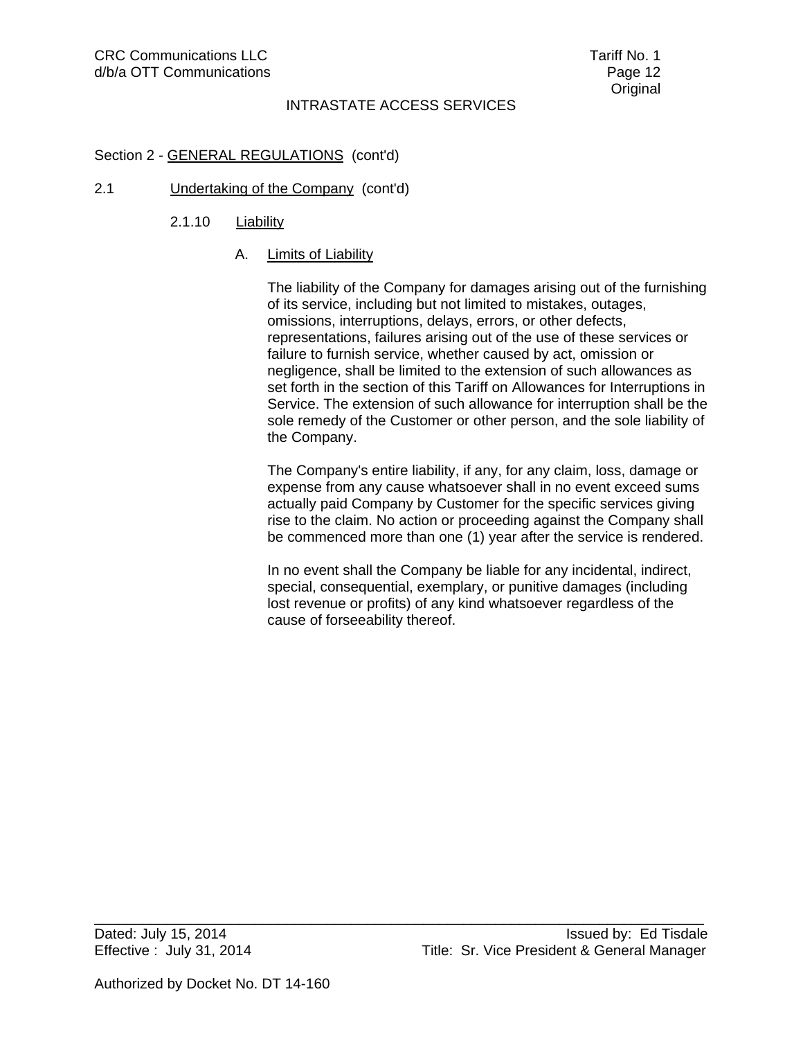Section 2 - GENERAL REGULATIONS (cont'd)

2.1 Undertaking of the Company (cont'd)

2.1.10 Liability

A. Limits of Liability

The liability of the Company for damages arising out of the furnishing of its service, including but not limited to mistakes, outages, omissions, interruptions, delays, errors, or other defects, representations, failures arising out of the use of these services or failure to furnish service, whether caused by act, omission or negligence, shall be limited to the extension of such allowances as set forth in the section of this Tariff on Allowances for Interruptions in Service. The extension of such allowance for interruption shall be the sole remedy of the Customer or other person, and the sole liability of the Company.

The Company's entire liability, if any, for any claim, loss, damage or expense from any cause whatsoever shall in no event exceed sums actually paid Company by Customer for the specific services giving rise to the claim. No action or proceeding against the Company shall be commenced more than one (1) year after the service is rendered.

In no event shall the Company be liable for any incidental, indirect, special, consequential, exemplary, or punitive damages (including lost revenue or profits) of any kind whatsoever regardless of the cause of forseeability thereof.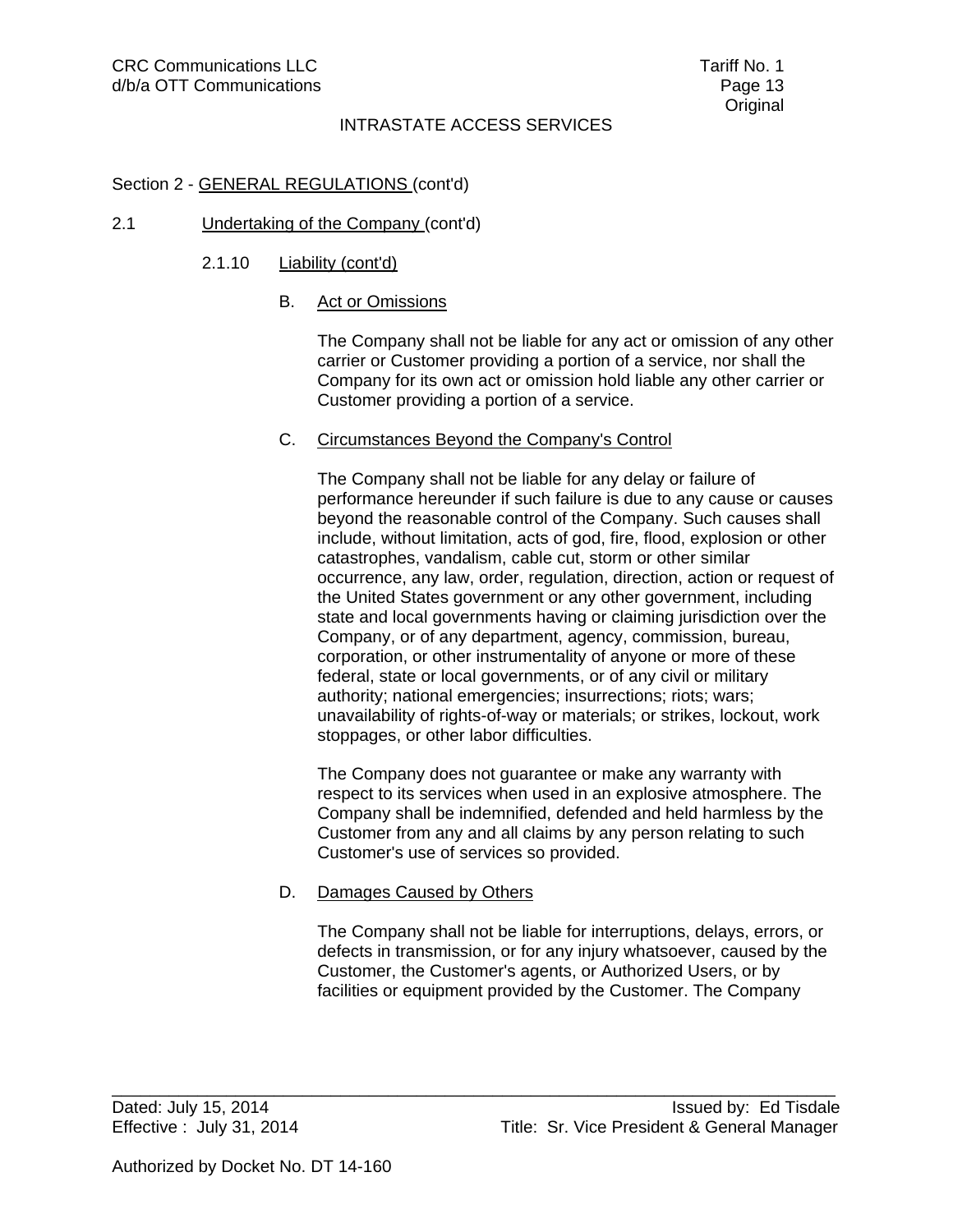Section 2 - GENERAL REGULATIONS (cont'd)

2.1 Undertaking of the Company (cont'd)

2.1.10 Liability (cont'd)

B. Act or Omissions

The Company shall not be liable for any act or omission of any other carrier or Customer providing a portion of a service, nor shall the Company for its own act or omission hold liable any other carrier or Customer providing a portion of a service.

C. Circumstances Beyond the Company's Control

The Company shall not be liable for any delay or failure of performance hereunder if such failure is due to any cause or causes beyond the reasonable control of the Company. Such causes shall include, without limitation, acts of god, fire, flood, explosion or other catastrophes, vandalism, cable cut, storm or other similar occurrence, any law, order, regulation, direction, action or request of the United States government or any other government, including state and local governments having or claiming jurisdiction over the Company, or of any department, agency, commission, bureau, corporation, or other instrumentality of anyone or more of these federal, state or local governments, or of any civil or military authority; national emergencies; insurrections; riots; wars; unavailability of rights-of-way or materials; or strikes, lockout, work stoppages, or other labor difficulties.

The Company does not guarantee or make any warranty with respect to its services when used in an explosive atmosphere. The Company shall be indemnified, defended and held harmless by the Customer from any and all claims by any person relating to such Customer's use of services so provided.

D. Damages Caused by Others

The Company shall not be liable for interruptions, delays, errors, or defects in transmission, or for any injury whatsoever, caused by the Customer, the Customer's agents, or Authorized Users, or by facilities or equipment provided by the Customer. The Company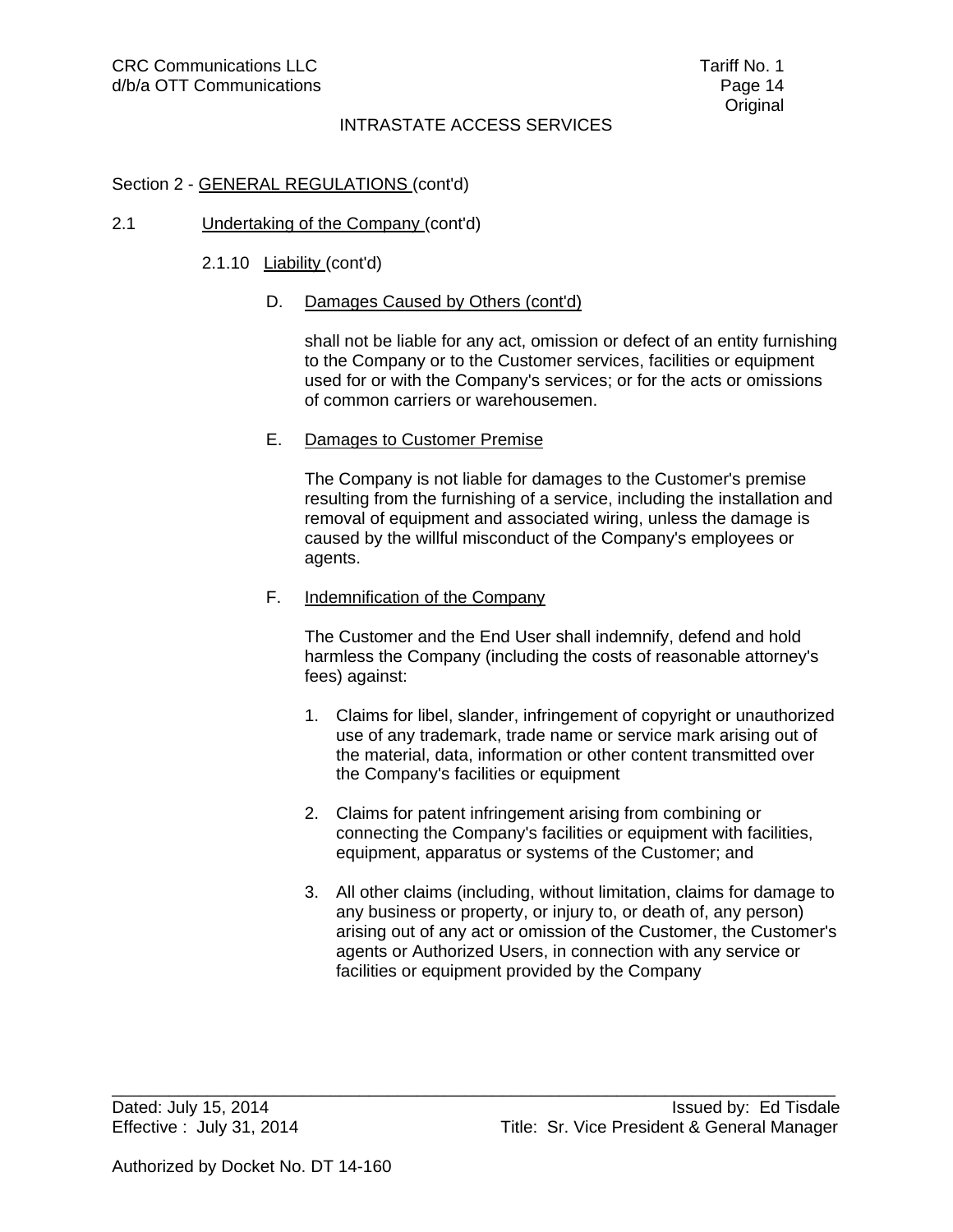Section 2 - GENERAL REGULATIONS (cont'd)

2.1 Undertaking of the Company (cont'd)

2.1.10 Liability (cont'd)

D. Damages Caused by Others (cont'd)

shall not be liable for any act, omission or defect of an entity furnishing to the Company or to the Customer services, facilities or equipment used for or with the Company's services; or for the acts or omissions of common carriers or warehousemen.

E. Damages to Customer Premise

The Company is not liable for damages to the Customer's premise resulting from the furnishing of a service, including the installation and removal of equipment and associated wiring, unless the damage is caused by the willful misconduct of the Company's employees or agents.

F. Indemnification of the Company

The Customer and the End User shall indemnify, defend and hold harmless the Company (including the costs of reasonable attorney's fees) against:

1. Claims for libel, slander, infringement of copyright or unauthorized use of any trademark, trade name or service mark arising out of the material, data, information or other content transmitted over the Company's facilities or equipment

2. Claims for patent infringement arising from combining or connecting the Company's facilities or equipment with facilities, equipment, apparatus or systems of the Customer; and

3. All other claims (including, without limitation, claims for damage to any business or property, or injury to, or death of, any person) arising out of any act or omission of the Customer, the Customer's agents or Authorized Users, in connection with any service or facilities or equipment provided by the Company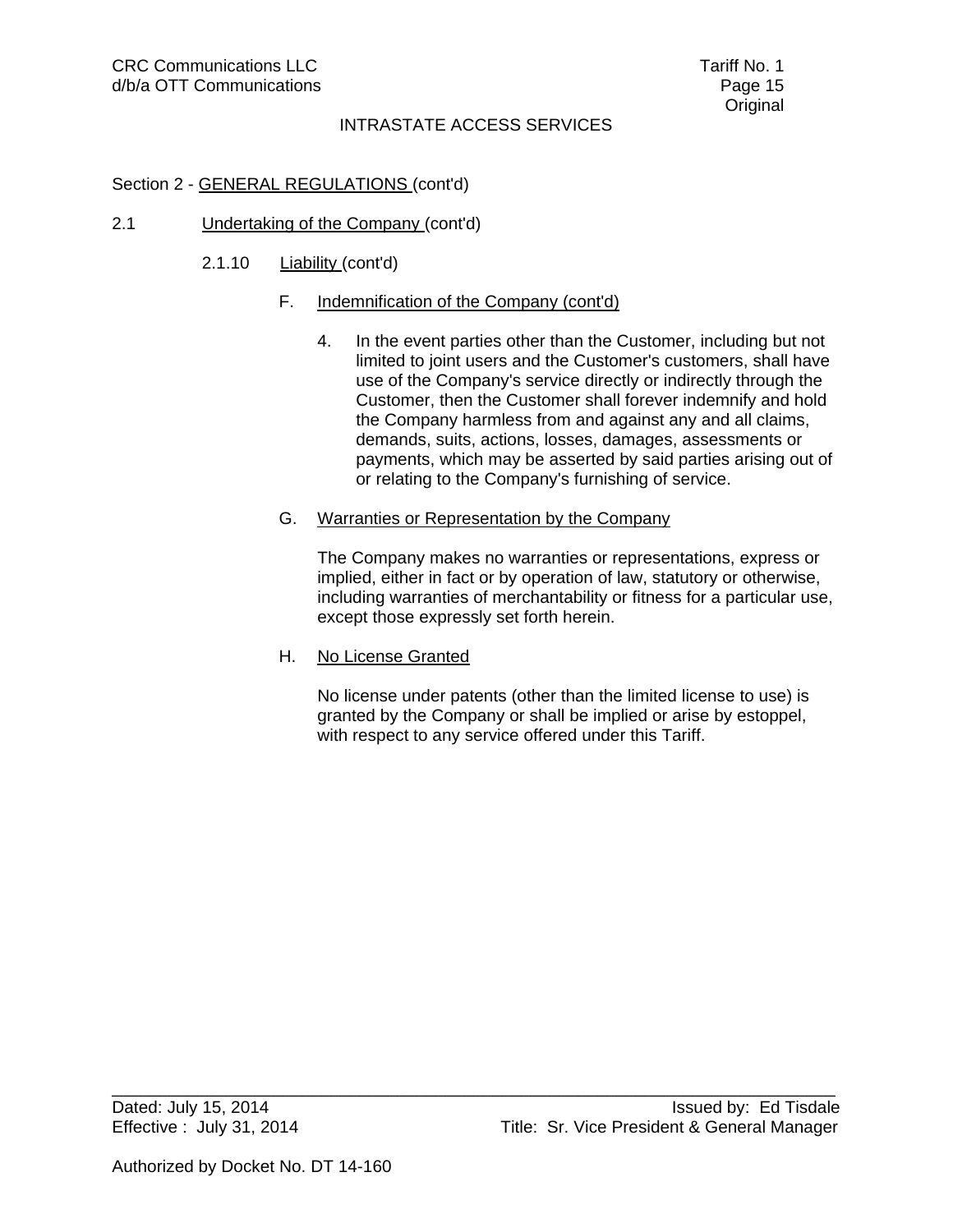Section 2 - GENERAL REGULATIONS (cont'd)

2.1 Undertaking of the Company (cont'd)

2.1.10 Liability (cont'd)

F. Indemnification of the Company (cont'd)

4. In the event parties other than the Customer, including but not limited to joint users and the Customer's customers, shall have use of the Company's service directly or indirectly through the Customer, then the Customer shall forever indemnify and hold the Company harmless from and against any and all claims, demands, suits, actions, losses, damages, assessments or payments, which may be asserted by said parties arising out of or relating to the Company's furnishing of service.

G. Warranties or Representation by the Company

The Company makes no warranties or representations, express or implied, either in fact or by operation of law, statutory or otherwise, including warranties of merchantability or fitness for a particular use, except those expressly set forth herein.

H. No License Granted

No license under patents (other than the limited license to use) is granted by the Company or shall be implied or arise by estoppel, with respect to any service offered under this Tariff.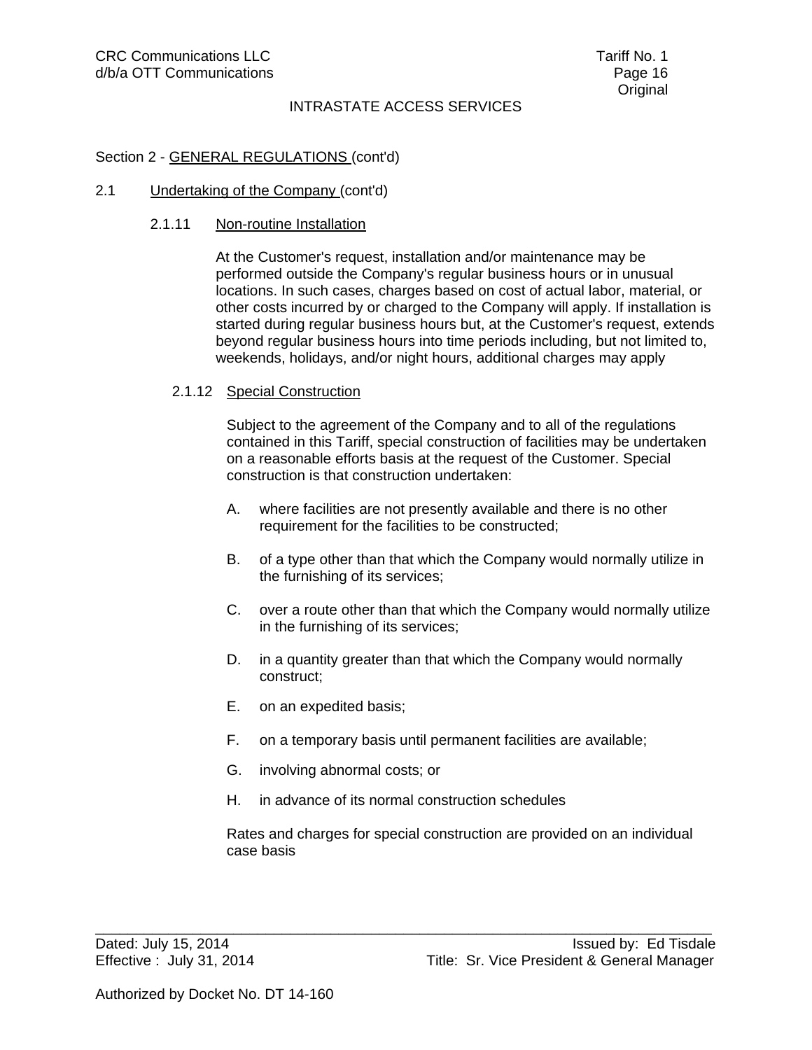Section 2 - GENERAL REGULATIONS (cont'd)

2.1 Undertaking of the Company (cont'd)

2.1.11 Non-routine Installation

At the Customer's request, installation and/or maintenance may be performed outside the Company's regular business hours or in unusual locations. In such cases, charges based on cost of actual labor, material, or other costs incurred by or charged to the Company will apply. If installation is started during regular business hours but, at the Customer's request, extends beyond regular business hours into time periods including, but not limited to, weekends, holidays, and/or night hours, additional charges may apply

2.1.12 Special Construction

Subject to the agreement of the Company and to all of the regulations contained in this Tariff, special construction of facilities may be undertaken on a reasonable efforts basis at the request of the Customer. Special construction is that construction undertaken:

A. where facilities are not presently available and there is no other requirement for the facilities to be constructed;

B. of a type other than that which the Company would normally utilize in the furnishing of its services;

C. over a route other than that which the Company would normally utilize in the furnishing of its services;

D. in a quantity greater than that which the Company would normally construct;

E. on an expedited basis;

F. on a temporary basis until permanent facilities are available;

G. involving abnormal costs; or

H. in advance of its normal construction schedules

Rates and charges for special construction are provided on an individual case basis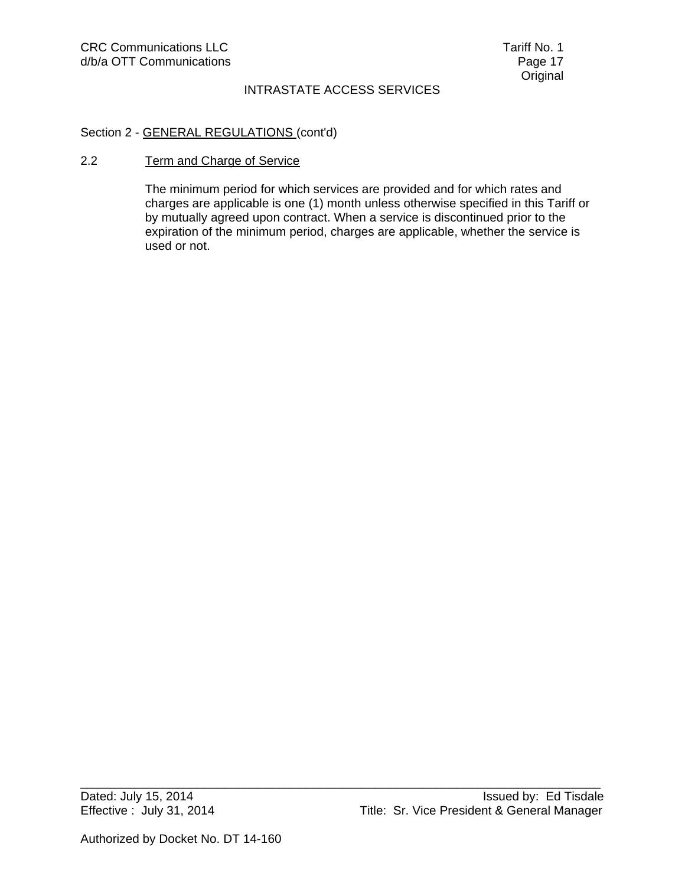Section 2 - GENERAL REGULATIONS (cont'd)

## 2.2 Term and Charge of Service

The minimum period for which services are provided and for which rates and charges are applicable is one (1) month unless otherwise specified in this Tariff or by mutually agreed upon contract. When a service is discontinued prior to the expiration of the minimum period, charges are applicable, whether the service is used or not.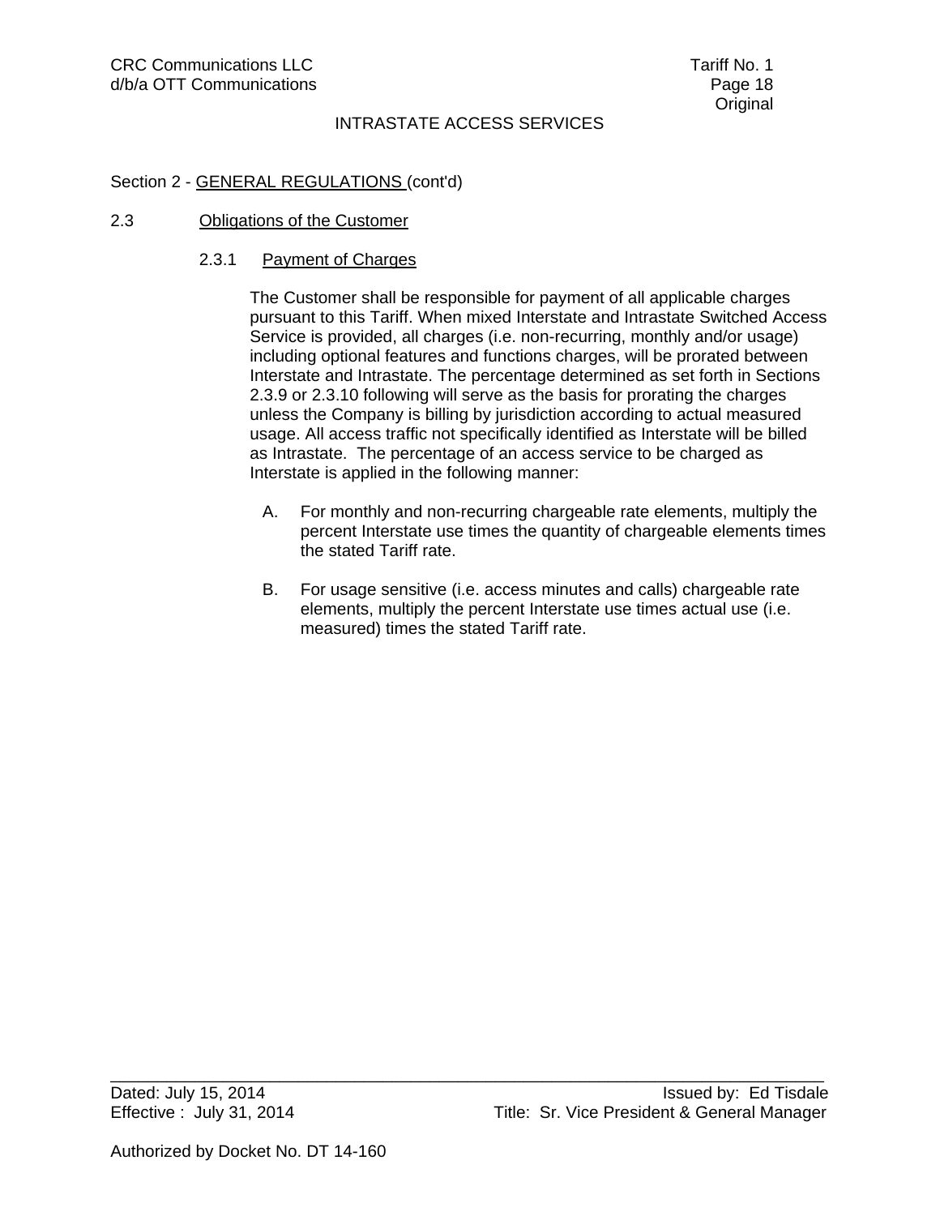Section 2 - GENERAL REGULATIONS (cont'd)

## 2.3 Obligations of the Customer

### 2.3.1 Payment of Charges

The Customer shall be responsible for payment of all applicable charges pursuant to this Tariff. When mixed Interstate and Intrastate Switched Access Service is provided, all charges (i.e. non-recurring, monthly and/or usage) including optional features and functions charges, will be prorated between Interstate and Intrastate. The percentage determined as set forth in Sections 2.3.9 or 2.3.10 following will serve as the basis for prorating the charges unless the Company is billing by jurisdiction according to actual measured usage. All access traffic not specifically identified as Interstate will be billed as Intrastate. The percentage of an access service to be charged as Interstate is applied in the following manner:

A. For monthly and non-recurring chargeable rate elements, multiply the percent Interstate use times the quantity of chargeable elements times the stated Tariff rate.

B. For usage sensitive (i.e. access minutes and calls) chargeable rate elements, multiply the percent Interstate use times actual use (i.e. measured) times the stated Tariff rate.

Dated: July 15, 2014
Effective : July 31, 2014

Issued by: Ed Tisdale
Title: Sr. Vice President & General Manager

Authorized by Docket No. DT 14-160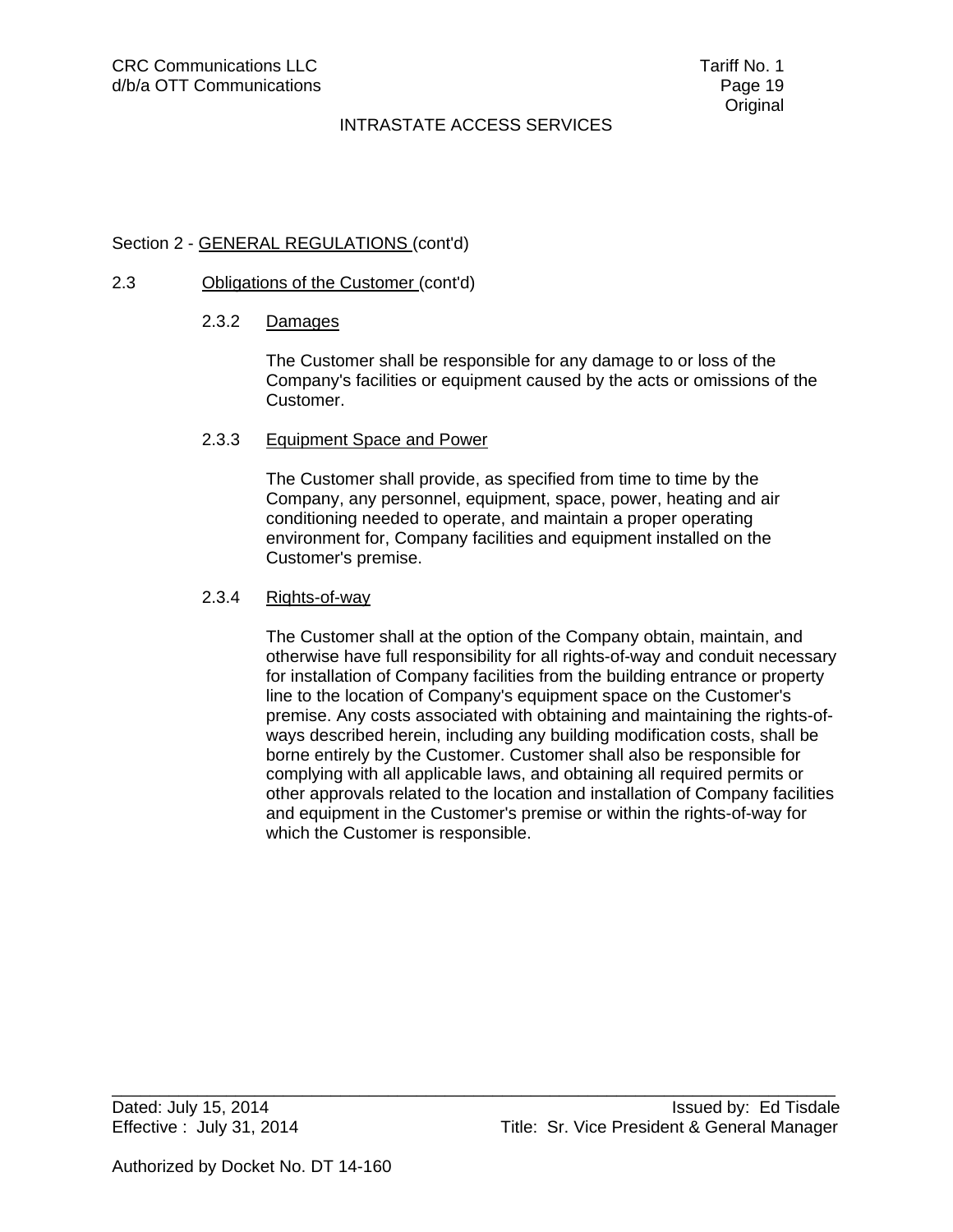## Section 2 - GENERAL REGULATIONS (cont'd)

### 2.3 Obligations of the Customer (cont'd)

#### 2.3.2 Damages

The Customer shall be responsible for any damage to or loss of the Company's facilities or equipment caused by the acts or omissions of the Customer.

#### 2.3.3 Equipment Space and Power

The Customer shall provide, as specified from time to time by the Company, any personnel, equipment, space, power, heating and air conditioning needed to operate, and maintain a proper operating environment for, Company facilities and equipment installed on the Customer's premise.

#### 2.3.4 Rights-of-way

The Customer shall at the option of the Company obtain, maintain, and otherwise have full responsibility for all rights-of-way and conduit necessary for installation of Company facilities from the building entrance or property line to the location of Company's equipment space on the Customer's premise. Any costs associated with obtaining and maintaining the rights-of-ways described herein, including any building modification costs, shall be borne entirely by the Customer. Customer shall also be responsible for complying with all applicable laws, and obtaining all required permits or other approvals related to the location and installation of Company facilities and equipment in the Customer's premise or within the rights-of-way for which the Customer is responsible.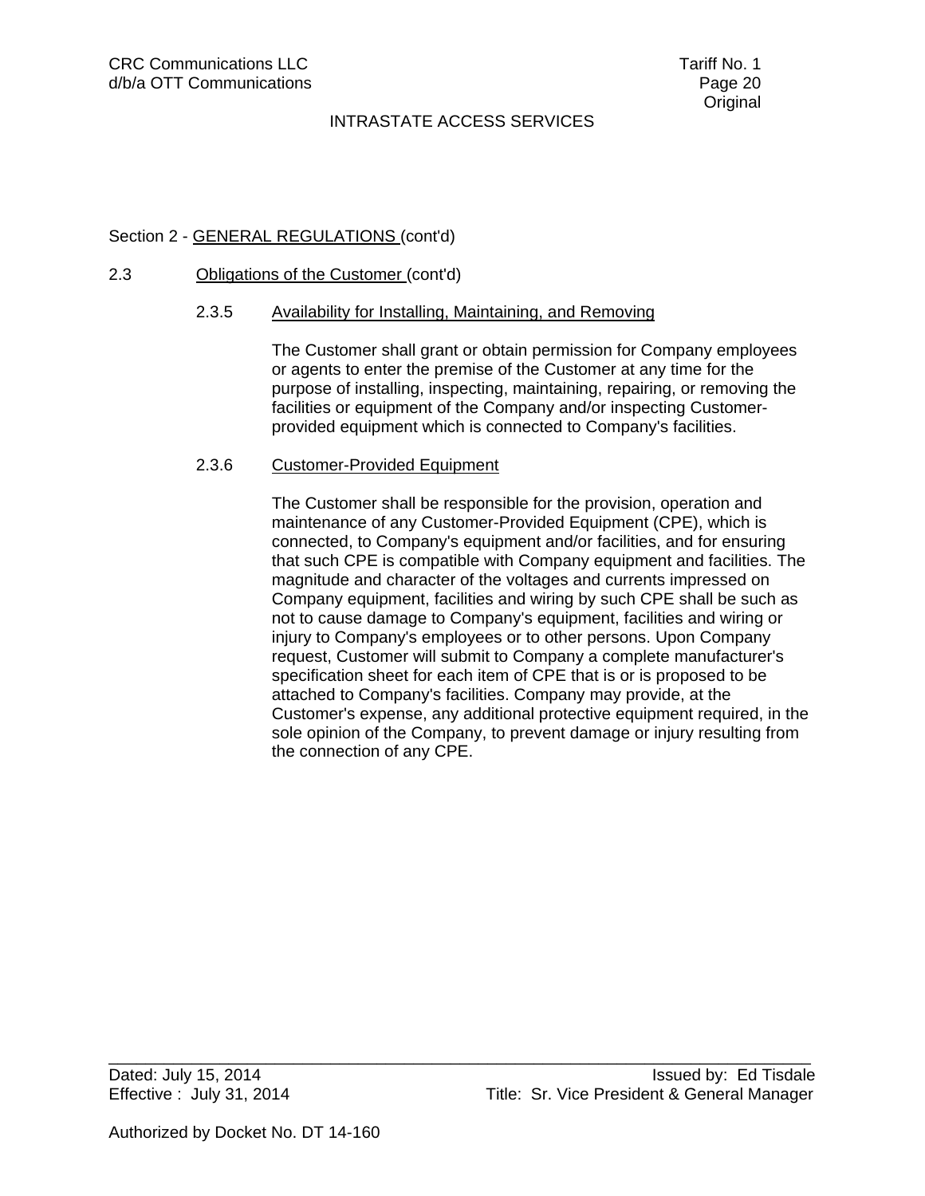Section 2 - GENERAL REGULATIONS (cont'd)

2.3 Obligations of the Customer (cont'd)

2.3.5 Availability for Installing, Maintaining, and Removing

The Customer shall grant or obtain permission for Company employees or agents to enter the premise of the Customer at any time for the purpose of installing, inspecting, maintaining, repairing, or removing the facilities or equipment of the Company and/or inspecting Customer-provided equipment which is connected to Company's facilities.

2.3.6 Customer-Provided Equipment

The Customer shall be responsible for the provision, operation and maintenance of any Customer-Provided Equipment (CPE), which is connected, to Company's equipment and/or facilities, and for ensuring that such CPE is compatible with Company equipment and facilities. The magnitude and character of the voltages and currents impressed on Company equipment, facilities and wiring by such CPE shall be such as not to cause damage to Company's equipment, facilities and wiring or injury to Company's employees or to other persons. Upon Company request, Customer will submit to Company a complete manufacturer's specification sheet for each item of CPE that is or is proposed to be attached to Company's facilities. Company may provide, at the Customer's expense, any additional protective equipment required, in the sole opinion of the Company, to prevent damage or injury resulting from the connection of any CPE.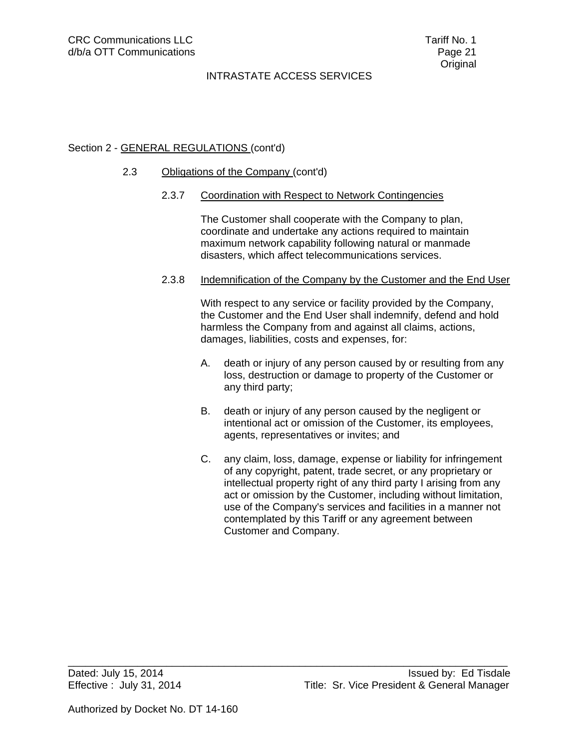Section 2 - GENERAL REGULATIONS (cont'd)

2.3 Obligations of the Company (cont'd)

2.3.7 Coordination with Respect to Network Contingencies

The Customer shall cooperate with the Company to plan, coordinate and undertake any actions required to maintain maximum network capability following natural or manmade disasters, which affect telecommunications services.

2.3.8 Indemnification of the Company by the Customer and the End User

With respect to any service or facility provided by the Company, the Customer and the End User shall indemnify, defend and hold harmless the Company from and against all claims, actions, damages, liabilities, costs and expenses, for:

A. death or injury of any person caused by or resulting from any loss, destruction or damage to property of the Customer or any third party;

B. death or injury of any person caused by the negligent or intentional act or omission of the Customer, its employees, agents, representatives or invites; and

C. any claim, loss, damage, expense or liability for infringement of any copyright, patent, trade secret, or any proprietary or intellectual property right of any third party I arising from any act or omission by the Customer, including without limitation, use of the Company's services and facilities in a manner not contemplated by this Tariff or any agreement between Customer and Company.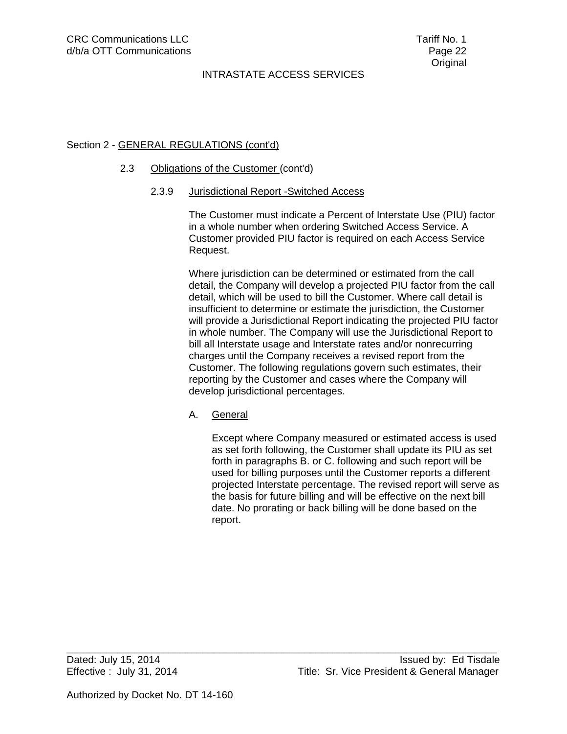Section 2 - GENERAL REGULATIONS (cont'd)

2.3 Obligations of the Customer (cont'd)

2.3.9 Jurisdictional Report -Switched Access

The Customer must indicate a Percent of Interstate Use (PIU) factor in a whole number when ordering Switched Access Service. A Customer provided PIU factor is required on each Access Service Request.

Where jurisdiction can be determined or estimated from the call detail, the Company will develop a projected PIU factor from the call detail, which will be used to bill the Customer. Where call detail is insufficient to determine or estimate the jurisdiction, the Customer will provide a Jurisdictional Report indicating the projected PIU factor in whole number. The Company will use the Jurisdictional Report to bill all Interstate usage and Interstate rates and/or nonrecurring charges until the Company receives a revised report from the Customer. The following regulations govern such estimates, their reporting by the Customer and cases where the Company will develop jurisdictional percentages.

A. General

Except where Company measured or estimated access is used as set forth following, the Customer shall update its PIU as set forth in paragraphs B. or C. following and such report will be used for billing purposes until the Customer reports a different projected Interstate percentage. The revised report will serve as the basis for future billing and will be effective on the next bill date. No prorating or back billing will be done based on the report.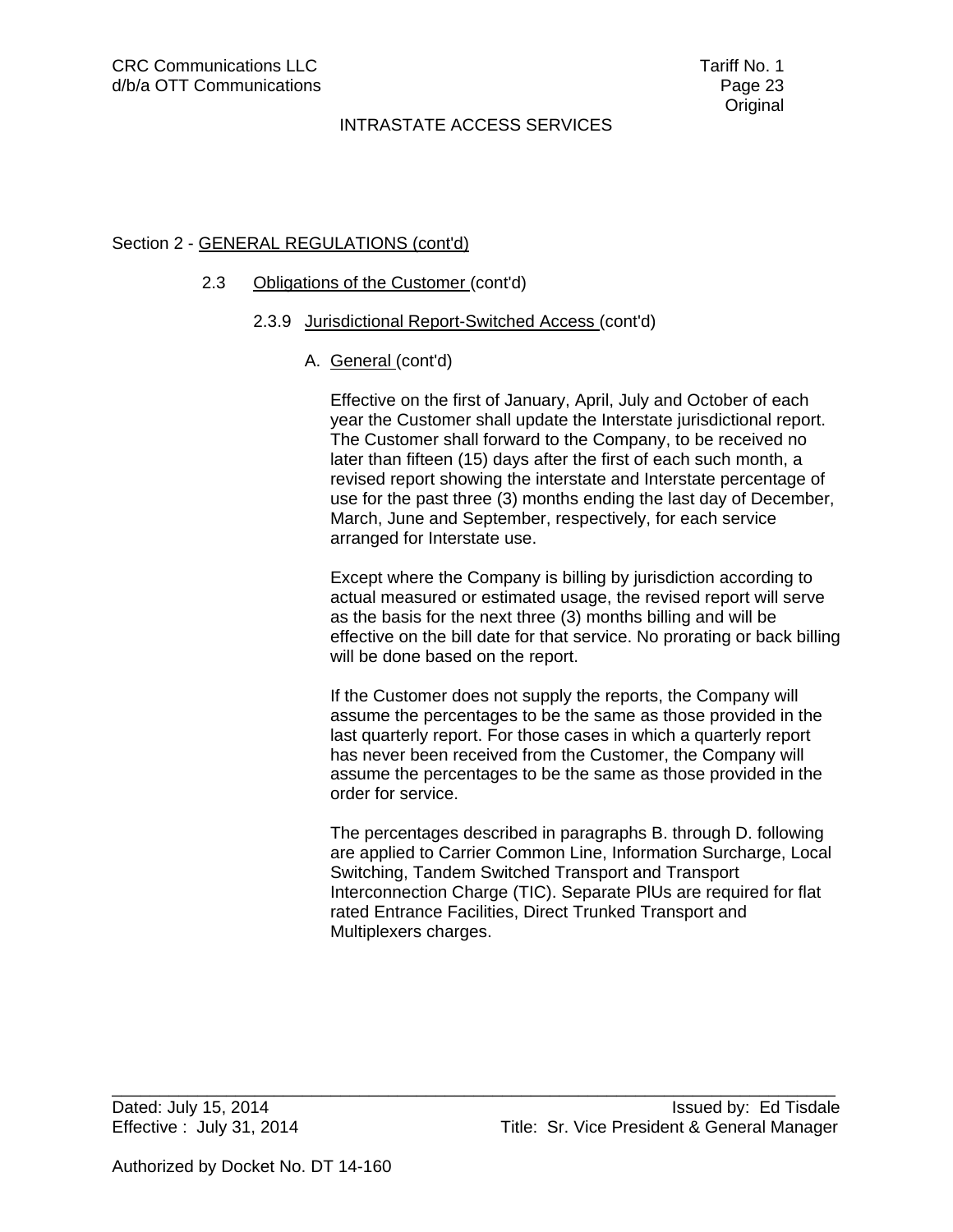Section 2 - GENERAL REGULATIONS (cont'd)

2.3 Obligations of the Customer (cont'd)

2.3.9 Jurisdictional Report-Switched Access (cont'd)

A. General (cont'd)

Effective on the first of January, April, July and October of each year the Customer shall update the Interstate jurisdictional report. The Customer shall forward to the Company, to be received no later than fifteen (15) days after the first of each such month, a revised report showing the interstate and Interstate percentage of use for the past three (3) months ending the last day of December, March, June and September, respectively, for each service arranged for Interstate use.

Except where the Company is billing by jurisdiction according to actual measured or estimated usage, the revised report will serve as the basis for the next three (3) months billing and will be effective on the bill date for that service. No prorating or back billing will be done based on the report.

If the Customer does not supply the reports, the Company will assume the percentages to be the same as those provided in the last quarterly report. For those cases in which a quarterly report has never been received from the Customer, the Company will assume the percentages to be the same as those provided in the order for service.

The percentages described in paragraphs B. through D. following are applied to Carrier Common Line, Information Surcharge, Local Switching, Tandem Switched Transport and Transport Interconnection Charge (TIC). Separate PlUs are required for flat rated Entrance Facilities, Direct Trunked Transport and Multiplexers charges.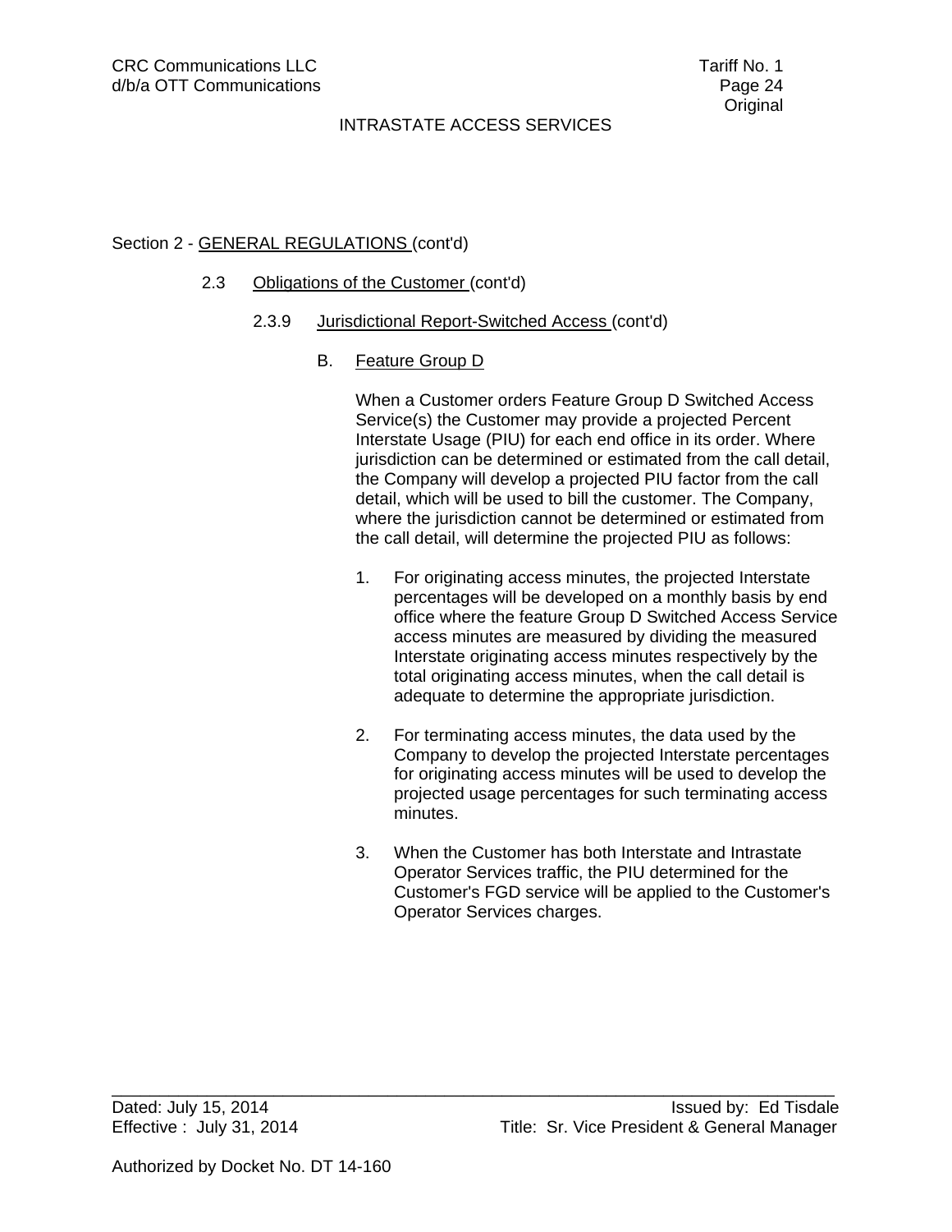Section 2 - GENERAL REGULATIONS (cont'd)

2.3 Obligations of the Customer (cont'd)

2.3.9 Jurisdictional Report-Switched Access (cont'd)

B. Feature Group D

When a Customer orders Feature Group D Switched Access Service(s) the Customer may provide a projected Percent Interstate Usage (PIU) for each end office in its order. Where jurisdiction can be determined or estimated from the call detail, the Company will develop a projected PIU factor from the call detail, which will be used to bill the customer. The Company, where the jurisdiction cannot be determined or estimated from the call detail, will determine the projected PIU as follows:

1. For originating access minutes, the projected Interstate percentages will be developed on a monthly basis by end office where the feature Group D Switched Access Service access minutes are measured by dividing the measured Interstate originating access minutes respectively by the total originating access minutes, when the call detail is adequate to determine the appropriate jurisdiction.

2. For terminating access minutes, the data used by the Company to develop the projected Interstate percentages for originating access minutes will be used to develop the projected usage percentages for such terminating access minutes.

3. When the Customer has both Interstate and Intrastate Operator Services traffic, the PIU determined for the Customer's FGD service will be applied to the Customer's Operator Services charges.

Dated: July 15, 2014 Issued by: Ed Tisdale
Effective : July 31, 2014 Title: Sr. Vice President & General Manager

Authorized by Docket No. DT 14-160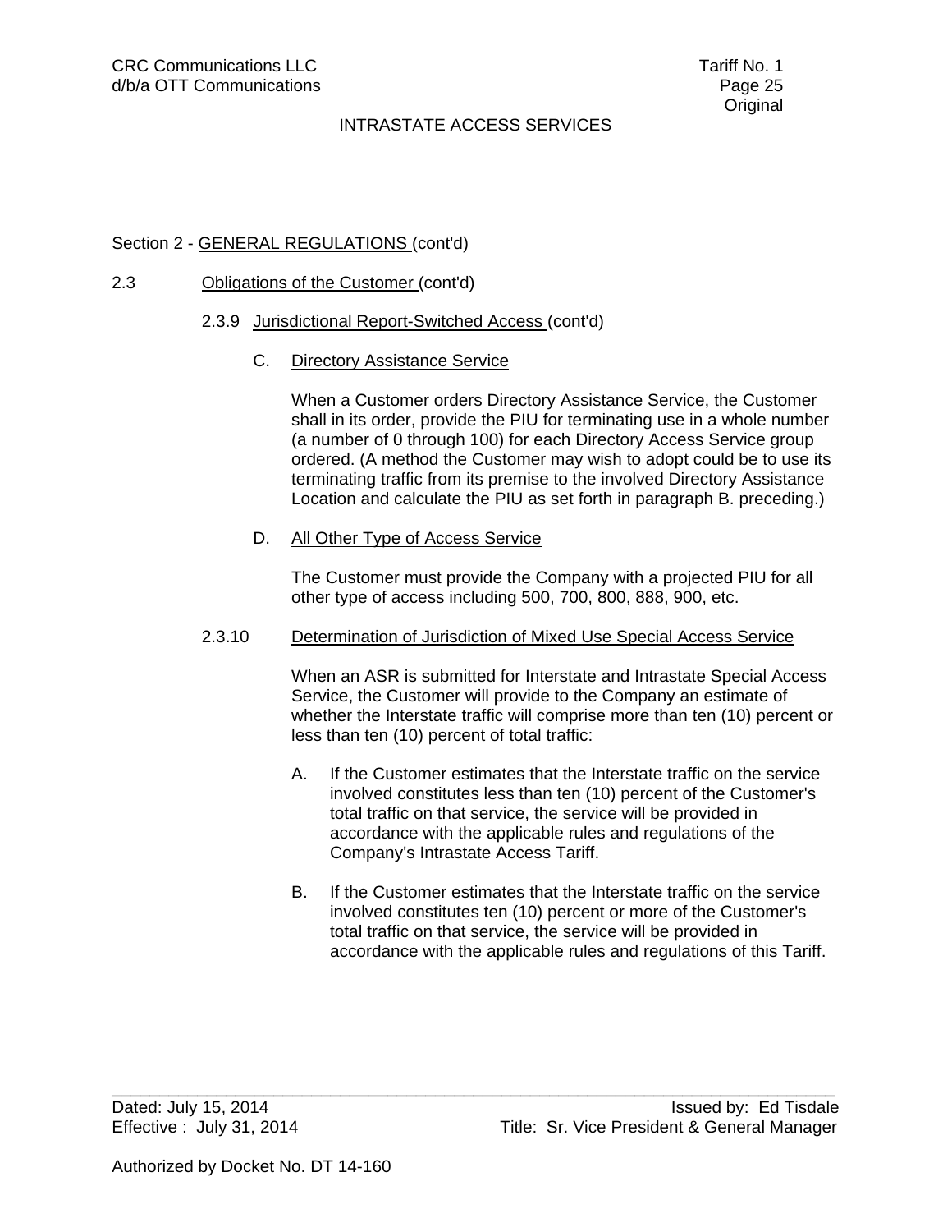Section 2 - GENERAL REGULATIONS (cont'd)

2.3 Obligations of the Customer (cont'd)

2.3.9 Jurisdictional Report-Switched Access (cont'd)

C. Directory Assistance Service

When a Customer orders Directory Assistance Service, the Customer shall in its order, provide the PIU for terminating use in a whole number (a number of 0 through 100) for each Directory Access Service group ordered. (A method the Customer may wish to adopt could be to use its terminating traffic from its premise to the involved Directory Assistance Location and calculate the PIU as set forth in paragraph B. preceding.)

D. All Other Type of Access Service

The Customer must provide the Company with a projected PIU for all other type of access including 500, 700, 800, 888, 900, etc.

2.3.10 Determination of Jurisdiction of Mixed Use Special Access Service

When an ASR is submitted for Interstate and Intrastate Special Access Service, the Customer will provide to the Company an estimate of whether the Interstate traffic will comprise more than ten (10) percent or less than ten (10) percent of total traffic:

A. If the Customer estimates that the Interstate traffic on the service involved constitutes less than ten (10) percent of the Customer's total traffic on that service, the service will be provided in accordance with the applicable rules and regulations of the Company's Intrastate Access Tariff.

B. If the Customer estimates that the Interstate traffic on the service involved constitutes ten (10) percent or more of the Customer's total traffic on that service, the service will be provided in accordance with the applicable rules and regulations of this Tariff.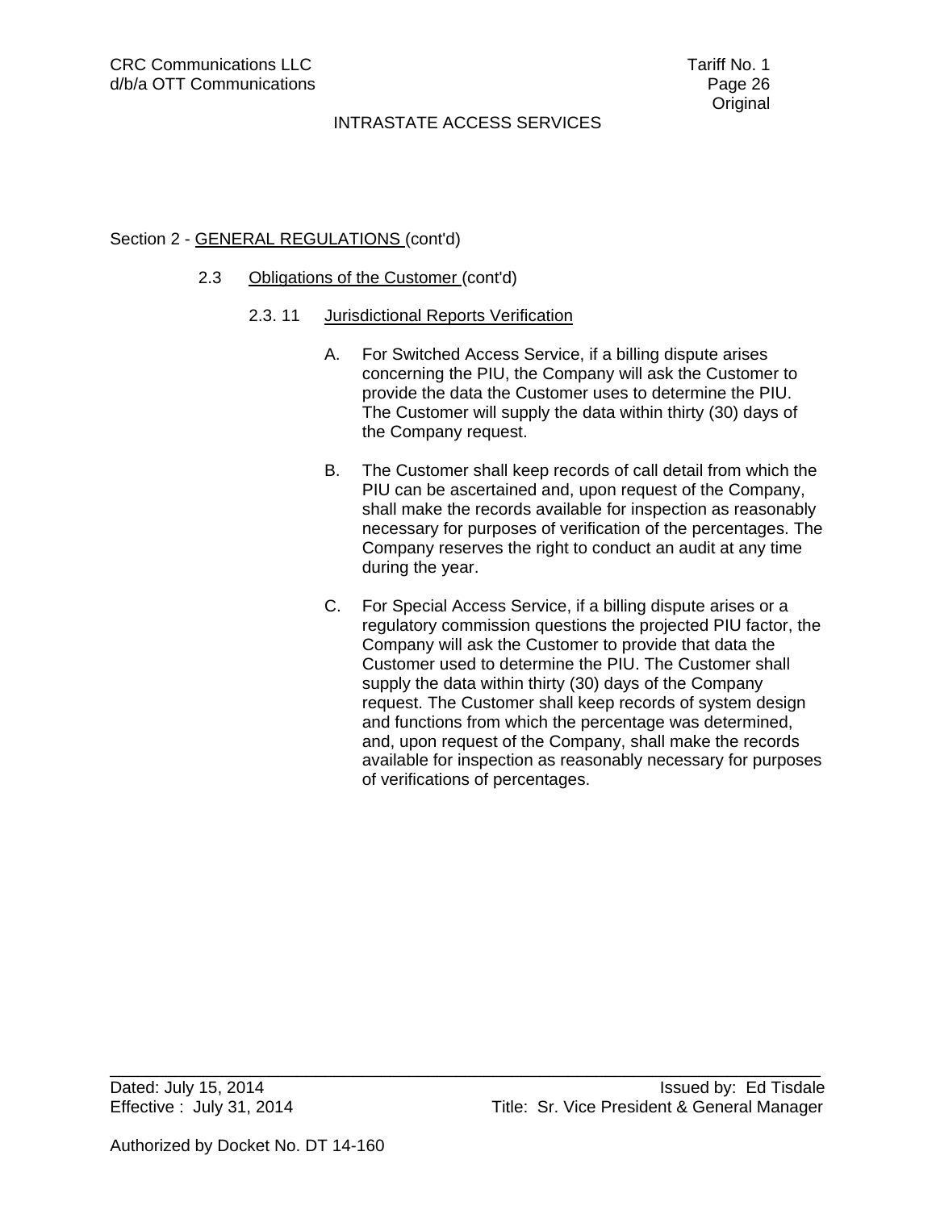Section 2 - GENERAL REGULATIONS (cont'd)

2.3 Obligations of the Customer (cont'd)

2.3.11 Jurisdictional Reports Verification

A. For Switched Access Service, if a billing dispute arises concerning the PIU, the Company will ask the Customer to provide the data the Customer uses to determine the PIU. The Customer will supply the data within thirty (30) days of the Company request.

B. The Customer shall keep records of call detail from which the PIU can be ascertained and, upon request of the Company, shall make the records available for inspection as reasonably necessary for purposes of verification of the percentages. The Company reserves the right to conduct an audit at any time during the year.

C. For Special Access Service, if a billing dispute arises or a regulatory commission questions the projected PIU factor, the Company will ask the Customer to provide that data the Customer used to determine the PIU. The Customer shall supply the data within thirty (30) days of the Company request. The Customer shall keep records of system design and functions from which the percentage was determined, and, upon request of the Company, shall make the records available for inspection as reasonably necessary for purposes of verifications of percentages.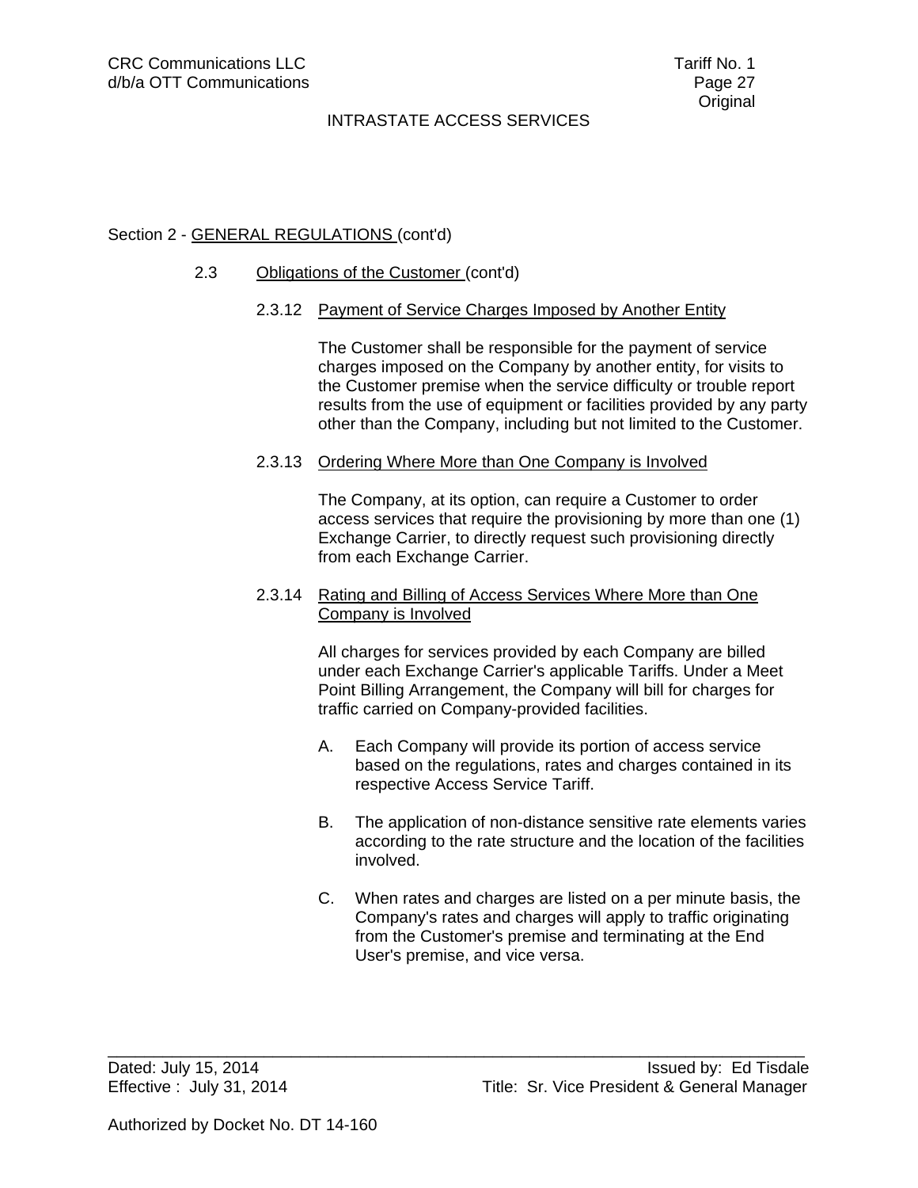Section 2 - GENERAL REGULATIONS (cont'd)

2.3 Obligations of the Customer (cont'd)

2.3.12 Payment of Service Charges Imposed by Another Entity

The Customer shall be responsible for the payment of service charges imposed on the Company by another entity, for visits to the Customer premise when the service difficulty or trouble report results from the use of equipment or facilities provided by any party other than the Company, including but not limited to the Customer.

2.3.13 Ordering Where More than One Company is Involved

The Company, at its option, can require a Customer to order access services that require the provisioning by more than one (1) Exchange Carrier, to directly request such provisioning directly from each Exchange Carrier.

2.3.14 Rating and Billing of Access Services Where More than One Company is Involved

All charges for services provided by each Company are billed under each Exchange Carrier's applicable Tariffs. Under a Meet Point Billing Arrangement, the Company will bill for charges for traffic carried on Company-provided facilities.

A. Each Company will provide its portion of access service based on the regulations, rates and charges contained in its respective Access Service Tariff.

B. The application of non-distance sensitive rate elements varies according to the rate structure and the location of the facilities involved.

C. When rates and charges are listed on a per minute basis, the Company's rates and charges will apply to traffic originating from the Customer's premise and terminating at the End User's premise, and vice versa.

Dated: July 15, 2014 Issued by: Ed Tisdale
Effective : July 31, 2014 Title: Sr. Vice President & General Manager

Authorized by Docket No. DT 14-160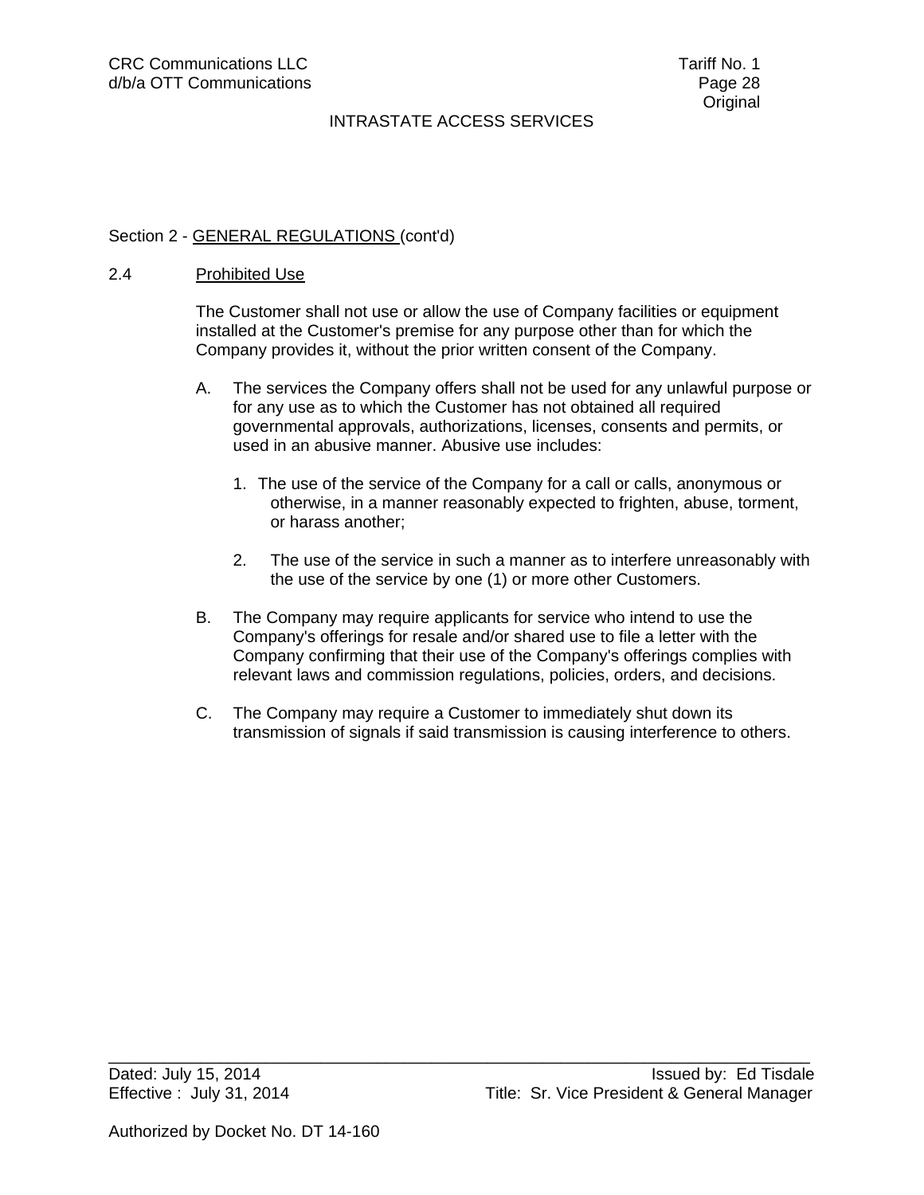Section 2 - GENERAL REGULATIONS (cont'd)

## 2.4 Prohibited Use

The Customer shall not use or allow the use of Company facilities or equipment installed at the Customer's premise for any purpose other than for which the Company provides it, without the prior written consent of the Company.

A. The services the Company offers shall not be used for any unlawful purpose or for any use as to which the Customer has not obtained all required governmental approvals, authorizations, licenses, consents and permits, or used in an abusive manner. Abusive use includes:

   1. The use of the service of the Company for a call or calls, anonymous or otherwise, in a manner reasonably expected to frighten, abuse, torment, or harass another;

   2. The use of the service in such a manner as to interfere unreasonably with the use of the service by one (1) or more other Customers.

B. The Company may require applicants for service who intend to use the Company's offerings for resale and/or shared use to file a letter with the Company confirming that their use of the Company's offerings complies with relevant laws and commission regulations, policies, orders, and decisions.

C. The Company may require a Customer to immediately shut down its transmission of signals if said transmission is causing interference to others.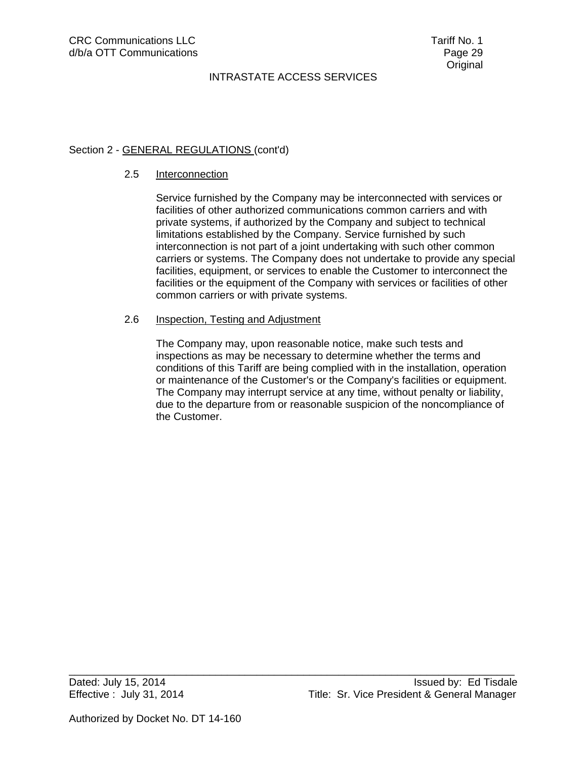## Section 2 - GENERAL REGULATIONS (cont'd)

### 2.5 Interconnection

Service furnished by the Company may be interconnected with services or facilities of other authorized communications common carriers and with private systems, if authorized by the Company and subject to technical limitations established by the Company. Service furnished by such interconnection is not part of a joint undertaking with such other common carriers or systems. The Company does not undertake to provide any special facilities, equipment, or services to enable the Customer to interconnect the facilities or the equipment of the Company with services or facilities of other common carriers or with private systems.

### 2.6 Inspection, Testing and Adjustment

The Company may, upon reasonable notice, make such tests and inspections as may be necessary to determine whether the terms and conditions of this Tariff are being complied with in the installation, operation or maintenance of the Customer's or the Company's facilities or equipment. The Company may interrupt service at any time, without penalty or liability, due to the departure from or reasonable suspicion of the noncompliance of the Customer.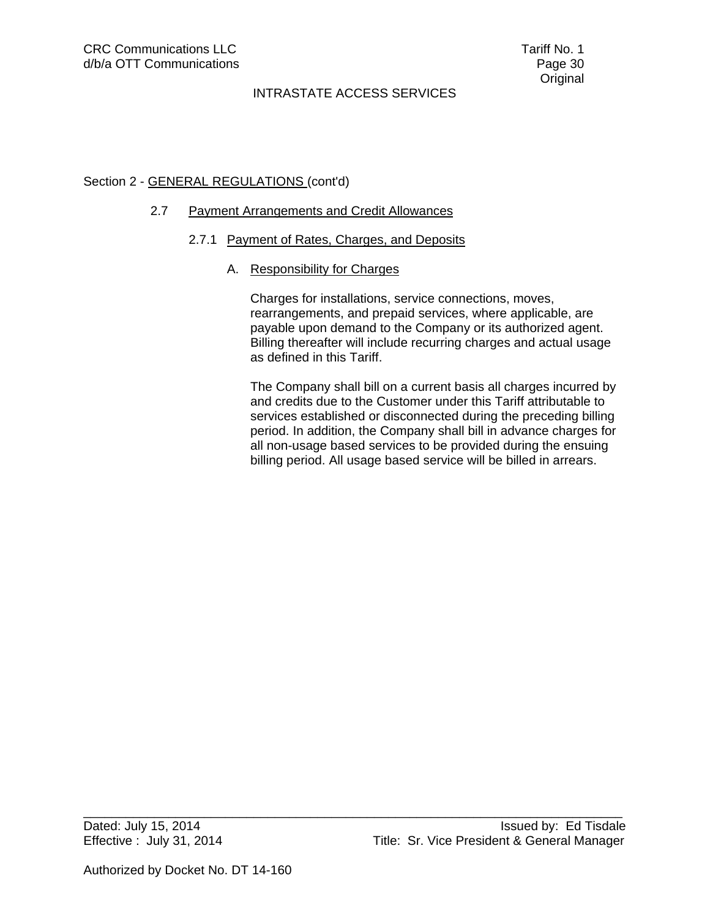Section 2 - GENERAL REGULATIONS (cont'd)

## 2.7 Payment Arrangements and Credit Allowances

### 2.7.1 Payment of Rates, Charges, and Deposits

#### A. Responsibility for Charges

Charges for installations, service connections, moves, rearrangements, and prepaid services, where applicable, are payable upon demand to the Company or its authorized agent. Billing thereafter will include recurring charges and actual usage as defined in this Tariff.

The Company shall bill on a current basis all charges incurred by and credits due to the Customer under this Tariff attributable to services established or disconnected during the preceding billing period. In addition, the Company shall bill in advance charges for all non-usage based services to be provided during the ensuing billing period. All usage based service will be billed in arrears.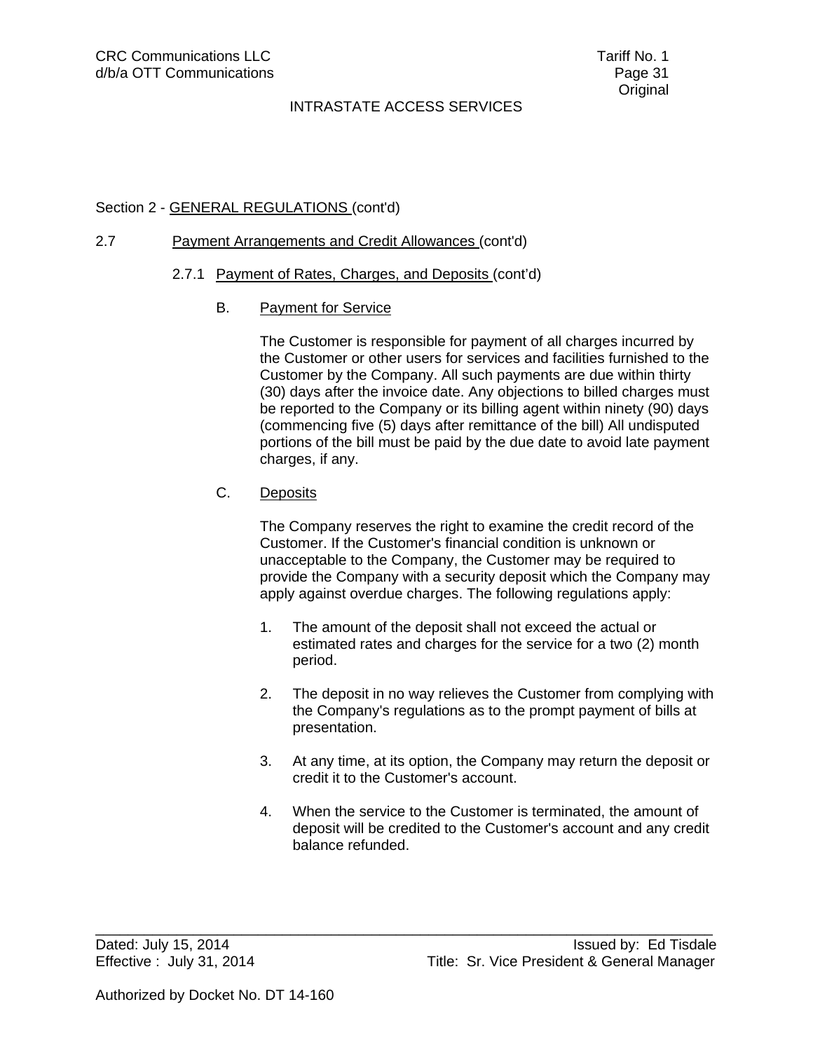Section 2 - GENERAL REGULATIONS (cont'd)

2.7 Payment Arrangements and Credit Allowances (cont'd)

2.7.1 Payment of Rates, Charges, and Deposits (cont'd)

B. Payment for Service

The Customer is responsible for payment of all charges incurred by the Customer or other users for services and facilities furnished to the Customer by the Company. All such payments are due within thirty (30) days after the invoice date. Any objections to billed charges must be reported to the Company or its billing agent within ninety (90) days (commencing five (5) days after remittance of the bill) All undisputed portions of the bill must be paid by the due date to avoid late payment charges, if any.

C. Deposits

The Company reserves the right to examine the credit record of the Customer. If the Customer's financial condition is unknown or unacceptable to the Company, the Customer may be required to provide the Company with a security deposit which the Company may apply against overdue charges. The following regulations apply:

1. The amount of the deposit shall not exceed the actual or estimated rates and charges for the service for a two (2) month period.

2. The deposit in no way relieves the Customer from complying with the Company's regulations as to the prompt payment of bills at presentation.

3. At any time, at its option, the Company may return the deposit or credit it to the Customer's account.

4. When the service to the Customer is terminated, the amount of deposit will be credited to the Customer's account and any credit balance refunded.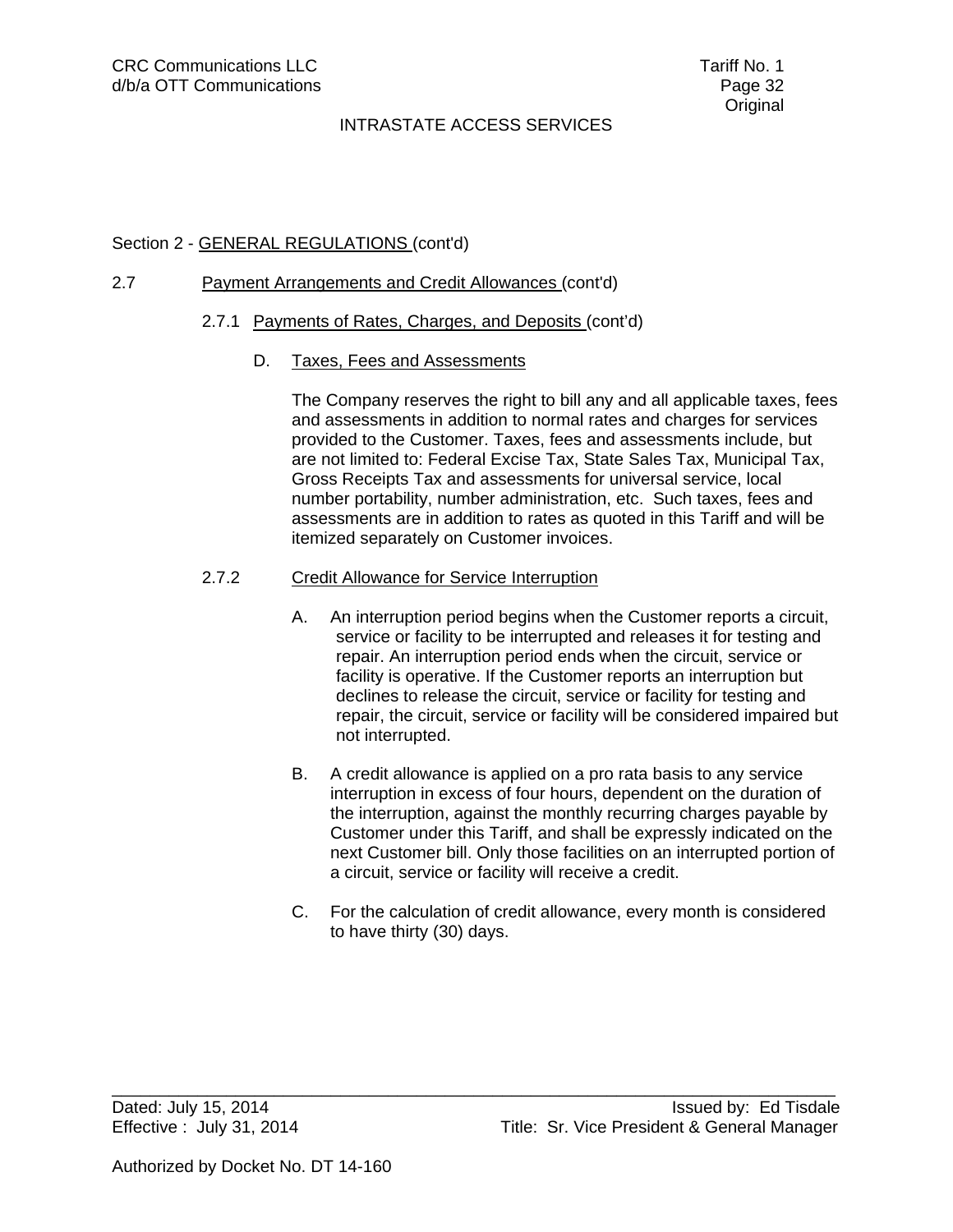Section 2 - GENERAL REGULATIONS (cont'd)

2.7 Payment Arrangements and Credit Allowances (cont'd)

2.7.1 Payments of Rates, Charges, and Deposits (cont'd)

D. Taxes, Fees and Assessments

The Company reserves the right to bill any and all applicable taxes, fees and assessments in addition to normal rates and charges for services provided to the Customer. Taxes, fees and assessments include, but are not limited to: Federal Excise Tax, State Sales Tax, Municipal Tax, Gross Receipts Tax and assessments for universal service, local number portability, number administration, etc. Such taxes, fees and assessments are in addition to rates as quoted in this Tariff and will be itemized separately on Customer invoices.

2.7.2 Credit Allowance for Service Interruption

A. An interruption period begins when the Customer reports a circuit, service or facility to be interrupted and releases it for testing and repair. An interruption period ends when the circuit, service or facility is operative. If the Customer reports an interruption but declines to release the circuit, service or facility for testing and repair, the circuit, service or facility will be considered impaired but not interrupted.

B. A credit allowance is applied on a pro rata basis to any service interruption in excess of four hours, dependent on the duration of the interruption, against the monthly recurring charges payable by Customer under this Tariff, and shall be expressly indicated on the next Customer bill. Only those facilities on an interrupted portion of a circuit, service or facility will receive a credit.

C. For the calculation of credit allowance, every month is considered to have thirty (30) days.

Dated: July 15, 2014 — Issued by: Ed Tisdale
Effective : July 31, 2014 — Title: Sr. Vice President & General Manager

Authorized by Docket No. DT 14-160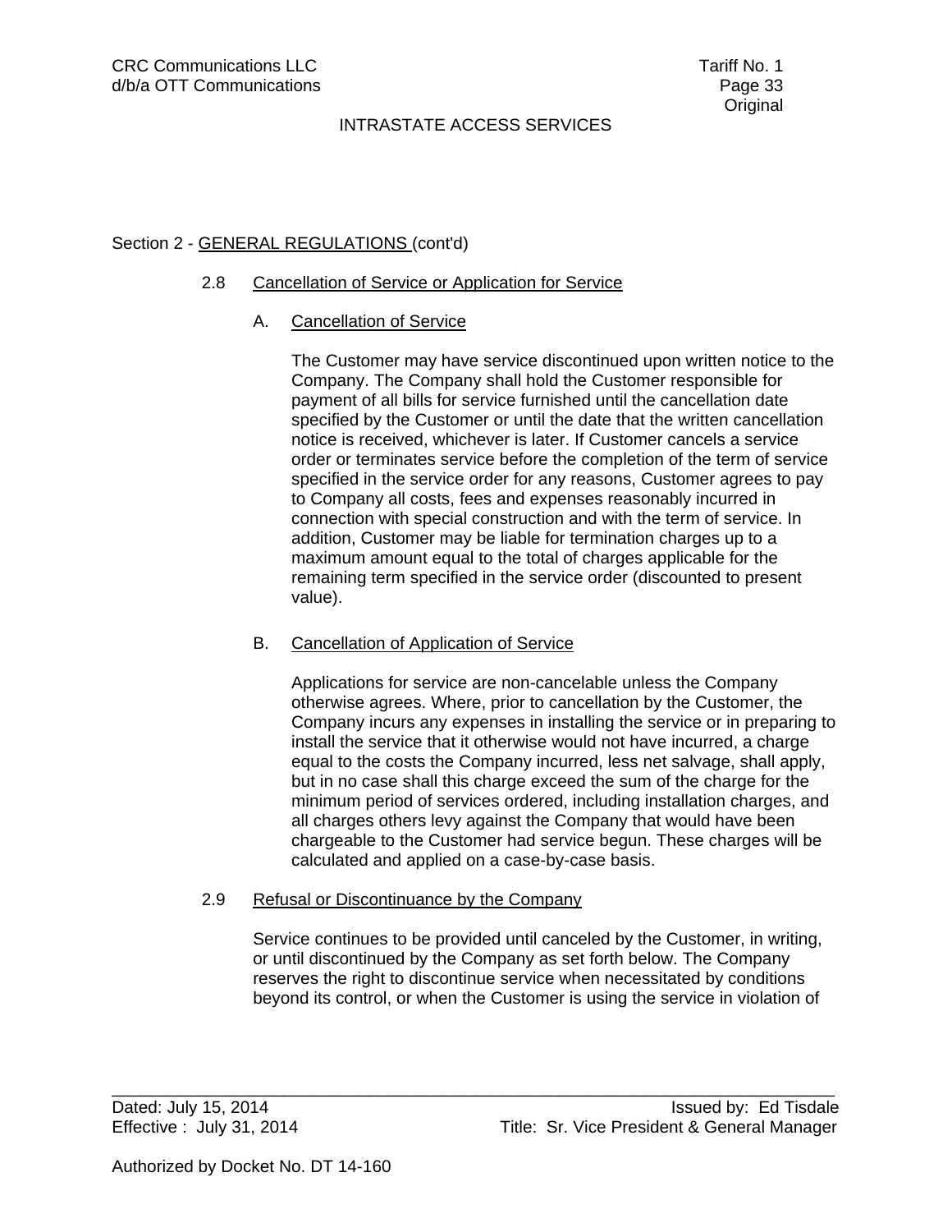Section 2 - GENERAL REGULATIONS (cont'd)

2.8 Cancellation of Service or Application for Service

A. Cancellation of Service

The Customer may have service discontinued upon written notice to the Company. The Company shall hold the Customer responsible for payment of all bills for service furnished until the cancellation date specified by the Customer or until the date that the written cancellation notice is received, whichever is later. If Customer cancels a service order or terminates service before the completion of the term of service specified in the service order for any reasons, Customer agrees to pay to Company all costs, fees and expenses reasonably incurred in connection with special construction and with the term of service. In addition, Customer may be liable for termination charges up to a maximum amount equal to the total of charges applicable for the remaining term specified in the service order (discounted to present value).

B. Cancellation of Application of Service

Applications for service are non-cancelable unless the Company otherwise agrees. Where, prior to cancellation by the Customer, the Company incurs any expenses in installing the service or in preparing to install the service that it otherwise would not have incurred, a charge equal to the costs the Company incurred, less net salvage, shall apply, but in no case shall this charge exceed the sum of the charge for the minimum period of services ordered, including installation charges, and all charges others levy against the Company that would have been chargeable to the Customer had service begun. These charges will be calculated and applied on a case-by-case basis.

2.9 Refusal or Discontinuance by the Company

Service continues to be provided until canceled by the Customer, in writing, or until discontinued by the Company as set forth below. The Company reserves the right to discontinue service when necessitated by conditions beyond its control, or when the Customer is using the service in violation of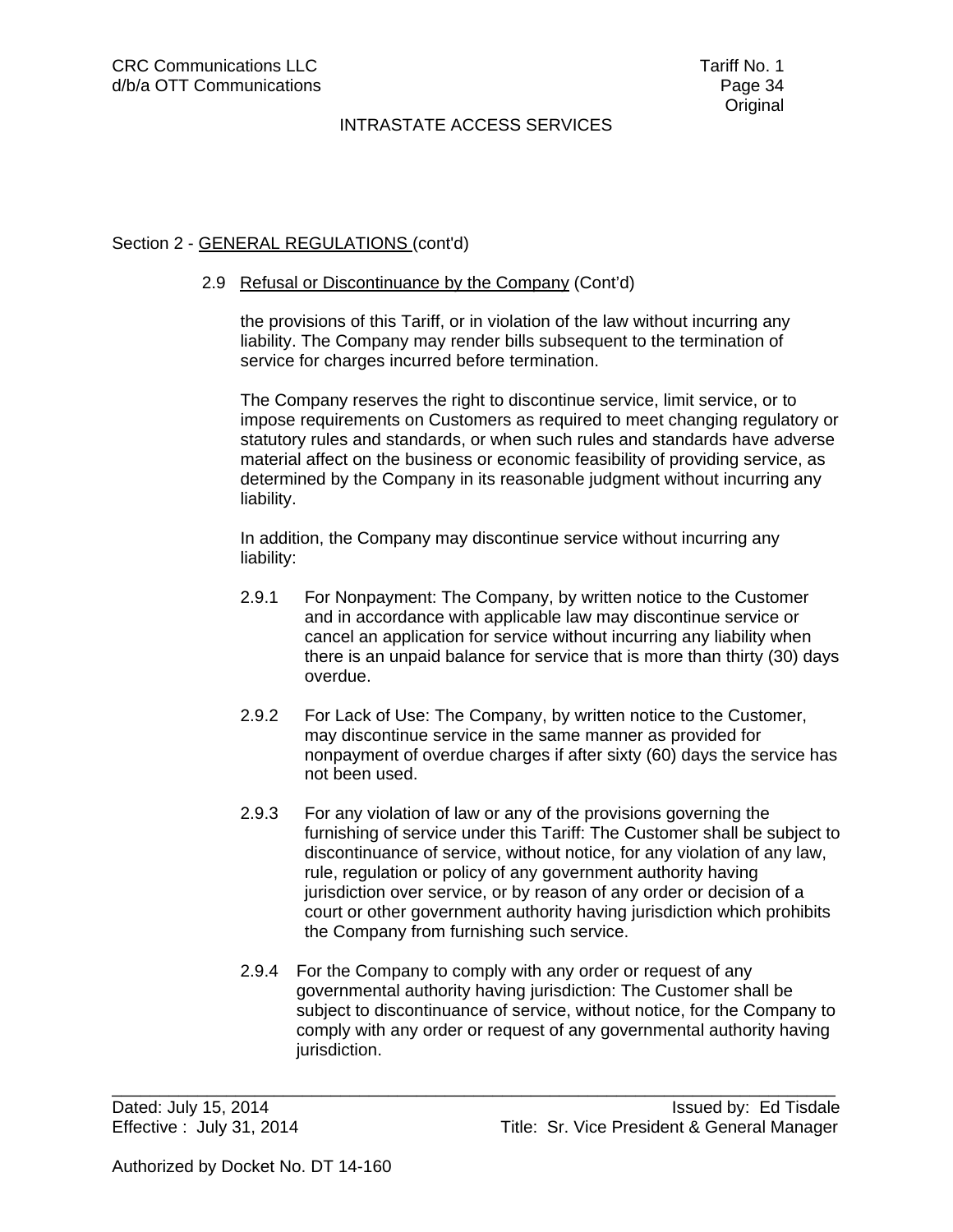Section 2 - GENERAL REGULATIONS (cont'd)

2.9 Refusal or Discontinuance by the Company (Cont'd)

the provisions of this Tariff, or in violation of the law without incurring any liability. The Company may render bills subsequent to the termination of service for charges incurred before termination.

The Company reserves the right to discontinue service, limit service, or to impose requirements on Customers as required to meet changing regulatory or statutory rules and standards, or when such rules and standards have adverse material affect on the business or economic feasibility of providing service, as determined by the Company in its reasonable judgment without incurring any liability.

In addition, the Company may discontinue service without incurring any liability:

2.9.1 For Nonpayment: The Company, by written notice to the Customer and in accordance with applicable law may discontinue service or cancel an application for service without incurring any liability when there is an unpaid balance for service that is more than thirty (30) days overdue.

2.9.2 For Lack of Use: The Company, by written notice to the Customer, may discontinue service in the same manner as provided for nonpayment of overdue charges if after sixty (60) days the service has not been used.

2.9.3 For any violation of law or any of the provisions governing the furnishing of service under this Tariff: The Customer shall be subject to discontinuance of service, without notice, for any violation of any law, rule, regulation or policy of any government authority having jurisdiction over service, or by reason of any order or decision of a court or other government authority having jurisdiction which prohibits the Company from furnishing such service.

2.9.4 For the Company to comply with any order or request of any governmental authority having jurisdiction: The Customer shall be subject to discontinuance of service, without notice, for the Company to comply with any order or request of any governmental authority having jurisdiction.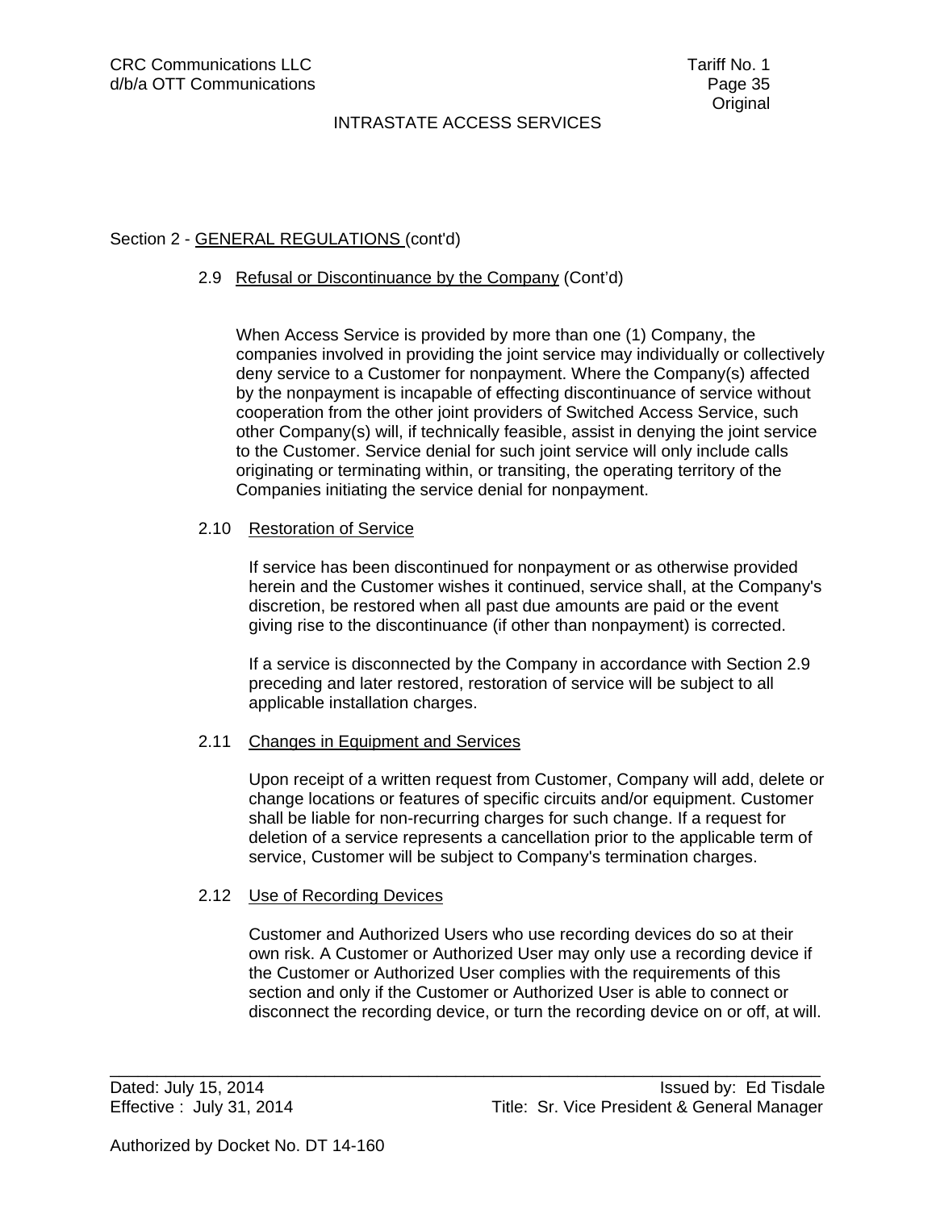Section 2 - GENERAL REGULATIONS (cont'd)

2.9 Refusal or Discontinuance by the Company (Cont'd)

When Access Service is provided by more than one (1) Company, the companies involved in providing the joint service may individually or collectively deny service to a Customer for nonpayment. Where the Company(s) affected by the nonpayment is incapable of effecting discontinuance of service without cooperation from the other joint providers of Switched Access Service, such other Company(s) will, if technically feasible, assist in denying the joint service to the Customer. Service denial for such joint service will only include calls originating or terminating within, or transiting, the operating territory of the Companies initiating the service denial for nonpayment.

2.10 Restoration of Service

If service has been discontinued for nonpayment or as otherwise provided herein and the Customer wishes it continued, service shall, at the Company's discretion, be restored when all past due amounts are paid or the event giving rise to the discontinuance (if other than nonpayment) is corrected.

If a service is disconnected by the Company in accordance with Section 2.9 preceding and later restored, restoration of service will be subject to all applicable installation charges.

2.11 Changes in Equipment and Services

Upon receipt of a written request from Customer, Company will add, delete or change locations or features of specific circuits and/or equipment. Customer shall be liable for non-recurring charges for such change. If a request for deletion of a service represents a cancellation prior to the applicable term of service, Customer will be subject to Company's termination charges.

2.12 Use of Recording Devices

Customer and Authorized Users who use recording devices do so at their own risk. A Customer or Authorized User may only use a recording device if the Customer or Authorized User complies with the requirements of this section and only if the Customer or Authorized User is able to connect or disconnect the recording device, or turn the recording device on or off, at will.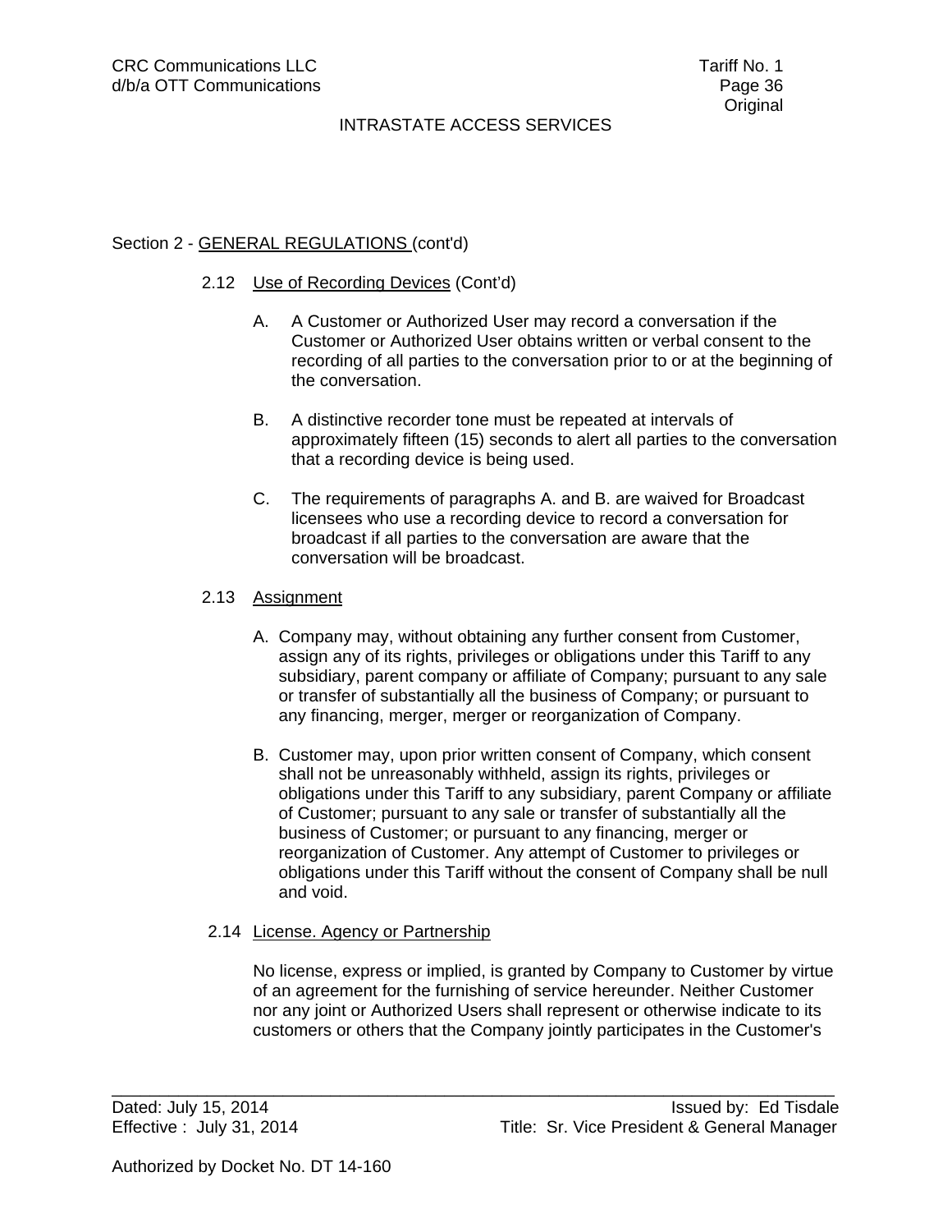Section 2 - GENERAL REGULATIONS (cont'd)

2.12 Use of Recording Devices (Cont'd)

A. A Customer or Authorized User may record a conversation if the Customer or Authorized User obtains written or verbal consent to the recording of all parties to the conversation prior to or at the beginning of the conversation.

B. A distinctive recorder tone must be repeated at intervals of approximately fifteen (15) seconds to alert all parties to the conversation that a recording device is being used.

C. The requirements of paragraphs A. and B. are waived for Broadcast licensees who use a recording device to record a conversation for broadcast if all parties to the conversation are aware that the conversation will be broadcast.

2.13 Assignment

A. Company may, without obtaining any further consent from Customer, assign any of its rights, privileges or obligations under this Tariff to any subsidiary, parent company or affiliate of Company; pursuant to any sale or transfer of substantially all the business of Company; or pursuant to any financing, merger, merger or reorganization of Company.

B. Customer may, upon prior written consent of Company, which consent shall not be unreasonably withheld, assign its rights, privileges or obligations under this Tariff to any subsidiary, parent Company or affiliate of Customer; pursuant to any sale or transfer of substantially all the business of Customer; or pursuant to any financing, merger or reorganization of Customer. Any attempt of Customer to privileges or obligations under this Tariff without the consent of Company shall be null and void.

2.14 License. Agency or Partnership

No license, express or implied, is granted by Company to Customer by virtue of an agreement for the furnishing of service hereunder. Neither Customer nor any joint or Authorized Users shall represent or otherwise indicate to its customers or others that the Company jointly participates in the Customer's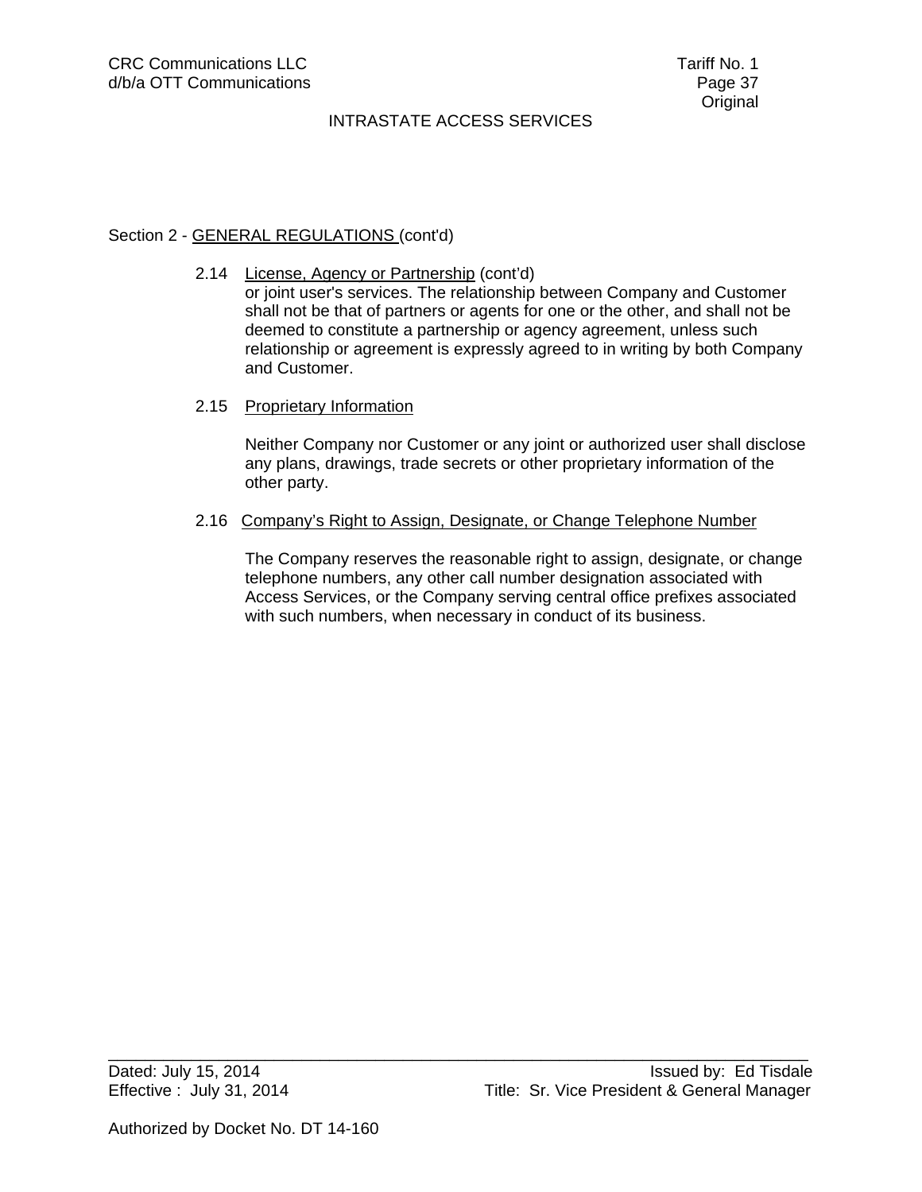Section 2 - GENERAL REGULATIONS (cont'd)

2.14 License, Agency or Partnership (cont'd)

or joint user's services. The relationship between Company and Customer shall not be that of partners or agents for one or the other, and shall not be deemed to constitute a partnership or agency agreement, unless such relationship or agreement is expressly agreed to in writing by both Company and Customer.

2.15 Proprietary Information

Neither Company nor Customer or any joint or authorized user shall disclose any plans, drawings, trade secrets or other proprietary information of the other party.

2.16 Company's Right to Assign, Designate, or Change Telephone Number

The Company reserves the reasonable right to assign, designate, or change telephone numbers, any other call number designation associated with Access Services, or the Company serving central office prefixes associated with such numbers, when necessary in conduct of its business.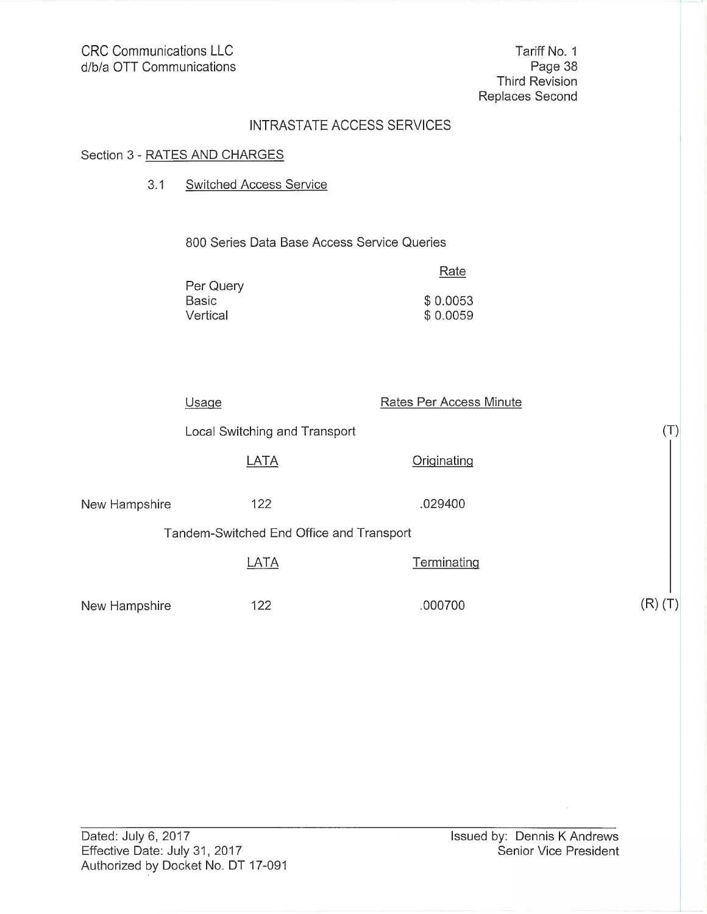CRC Communications LLC
d/b/a OTT Communications

Tariff No. 1
Page 38
Third Revision
Replaces Second

## INTRASTATE ACCESS SERVICES

### Section 3 - RATES AND CHARGES

#### 3.1 Switched Access Service

800 Series Data Base Access Service Queries

| | Rate |
|---|---|
| Per Query | |
| Basic | $ 0.0053 |
| Vertical | $ 0.0059 |

| | Usage | Rates Per Access Minute | |
|---|---|---|---|
| | Local Switching and Transport | | (T) |
| | LATA | Originating | |
| New Hampshire | 122 | .029400 | |
| | Tandem-Switched End Office and Transport | | |
| | LATA | Terminating | |
| New Hampshire | 122 | .000700 | (R) (T) |

Dated: July 6, 2017
Effective Date: July 31, 2017
Authorized by Docket No. DT 17-091

Issued by: Dennis K Andrews
Senior Vice President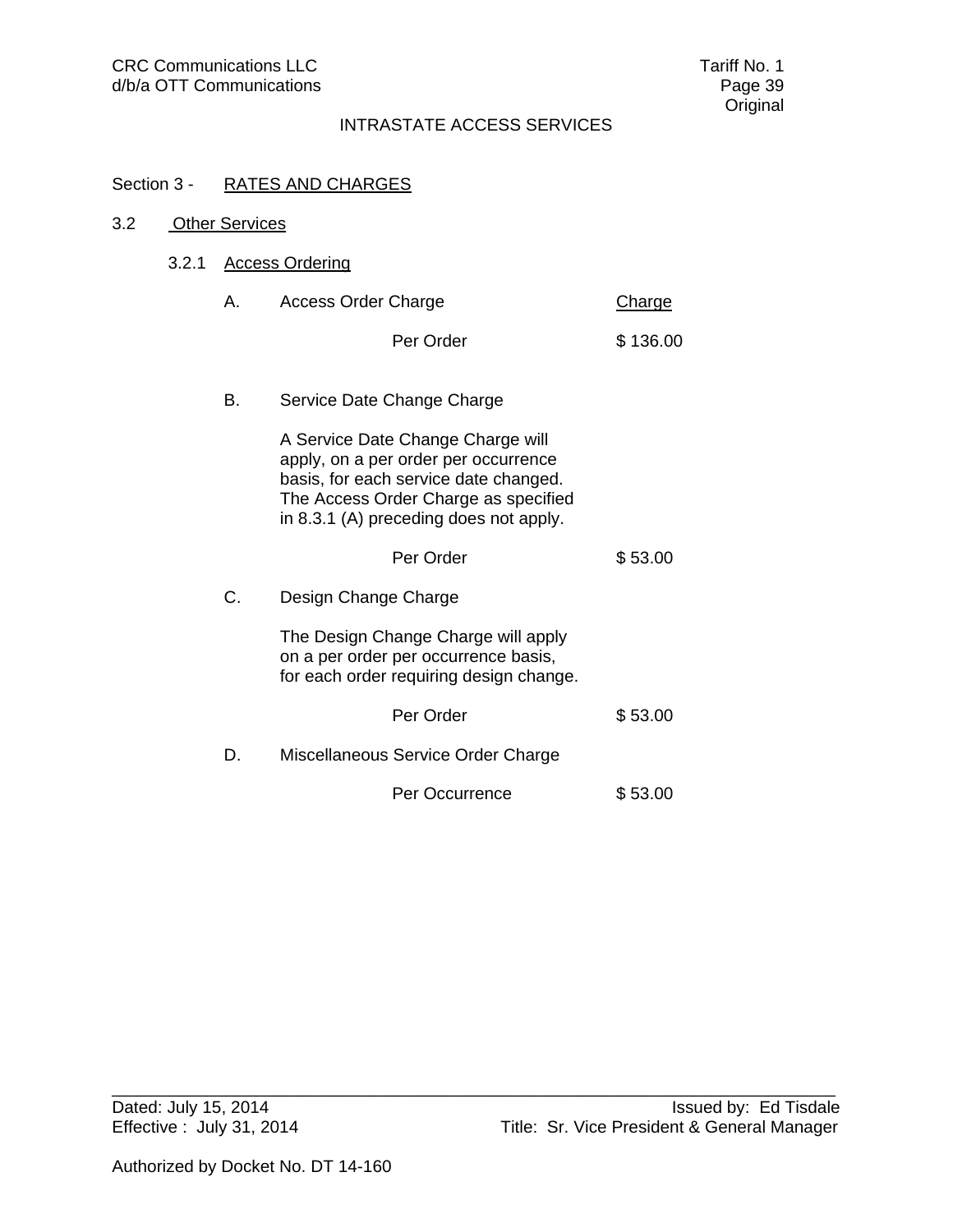INTRASTATE ACCESS SERVICES

Section 3 - RATES AND CHARGES

3.2 Other Services

3.2.1 Access Ordering

A. Access Order Charge — Charge

| | Charge |
|---|---|
| Per Order | $ 136.00 |

B. Service Date Change Charge

A Service Date Change Charge will apply, on a per order per occurrence basis, for each service date changed. The Access Order Charge as specified in 8.3.1 (A) preceding does not apply.

| | |
|---|---|
| Per Order | $ 53.00 |

C. Design Change Charge

The Design Change Charge will apply on a per order per occurrence basis, for each order requiring design change.

| | |
|---|---|
| Per Order | $ 53.00 |

D. Miscellaneous Service Order Charge

| | |
|---|---|
| Per Occurrence | $ 53.00 |

Dated: July 15, 2014
Effective : July 31, 2014

Issued by: Ed Tisdale
Title: Sr. Vice President & General Manager

Authorized by Docket No. DT 14-160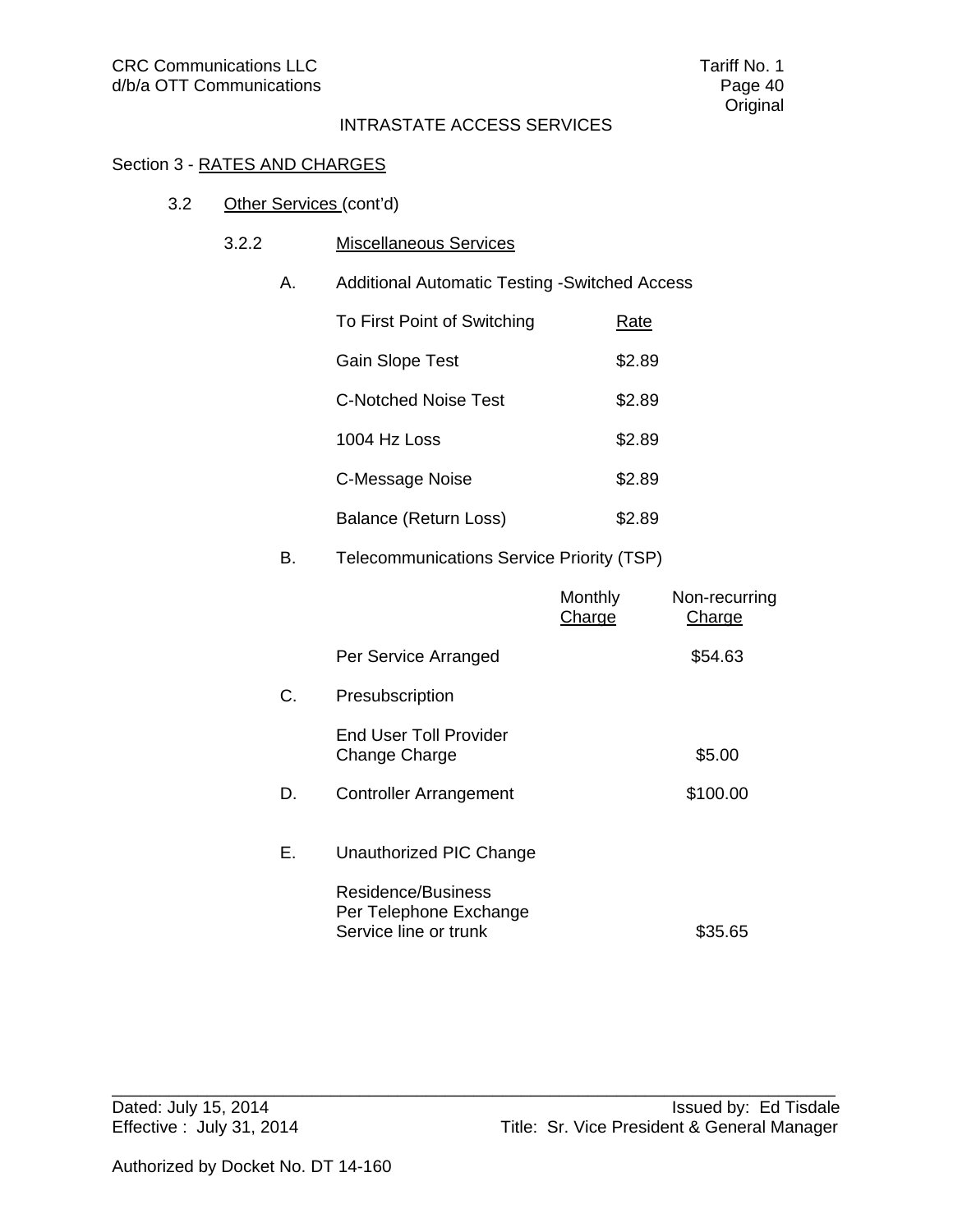INTRASTATE ACCESS SERVICES

Section 3 - RATES AND CHARGES

3.2 Other Services (cont'd)

3.2.2 Miscellaneous Services

A. Additional Automatic Testing -Switched Access

| To First Point of Switching | Rate |
|---|---|
| Gain Slope Test | $2.89 |
| C-Notched Noise Test | $2.89 |
| 1004 Hz Loss | $2.89 |
| C-Message Noise | $2.89 |
| Balance (Return Loss) | $2.89 |

B. Telecommunications Service Priority (TSP)

| | Monthly Charge | Non-recurring Charge |
|---|---|---|
| Per Service Arranged | | $54.63 |

C. Presubscription

| | | |
|---|---|---|
| End User Toll Provider Change Charge | | $5.00 |

D. Controller Arrangement $100.00

E. Unauthorized PIC Change

| | | |
|---|---|---|
| Residence/Business Per Telephone Exchange Service line or trunk | | $35.65 |

Dated: July 15, 2014
Effective : July 31, 2014

Issued by: Ed Tisdale
Title: Sr. Vice President & General Manager

Authorized by Docket No. DT 14-160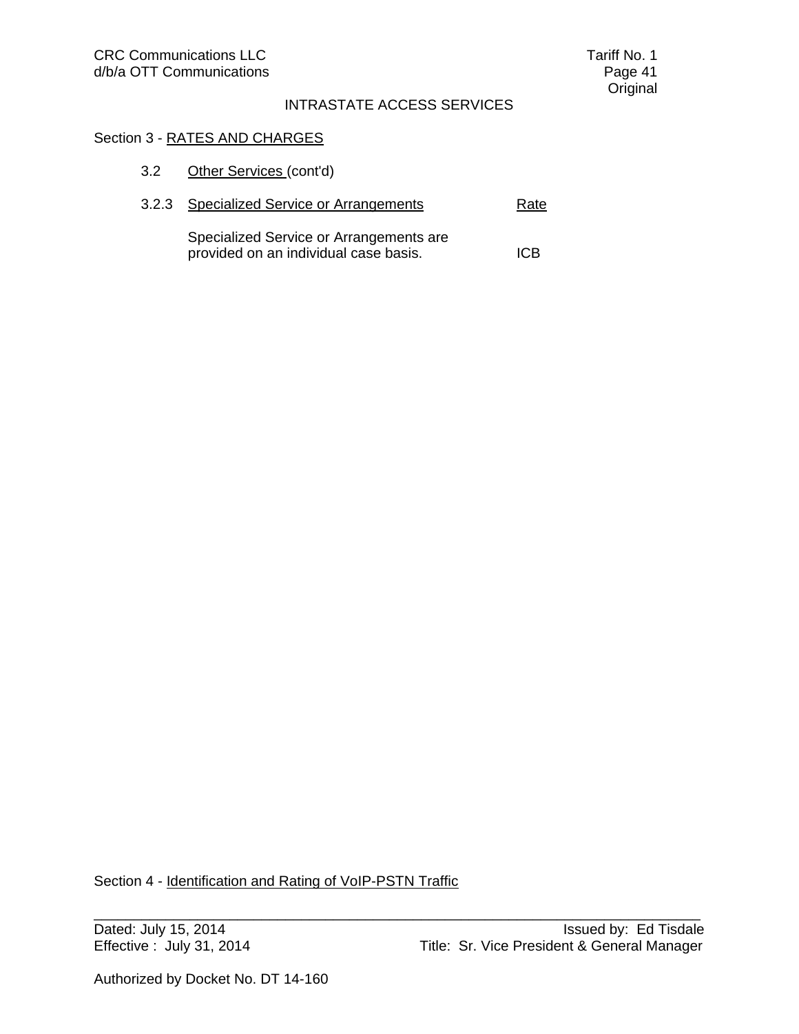## Section 3 - RATES AND CHARGES

### 3.2 Other Services (cont'd)

#### 3.2.3 Specialized Service or Arrangements

| Specialized Service or Arrangements | Rate |
|---|---|
| Specialized Service or Arrangements are provided on an individual case basis. | ICB |

## Section 4 - Identification and Rating of VoIP-PSTN Traffic

Dated: July 15, 2014
Effective : July 31, 2014

Issued by: Ed Tisdale
Title: Sr. Vice President & General Manager

Authorized by Docket No. DT 14-160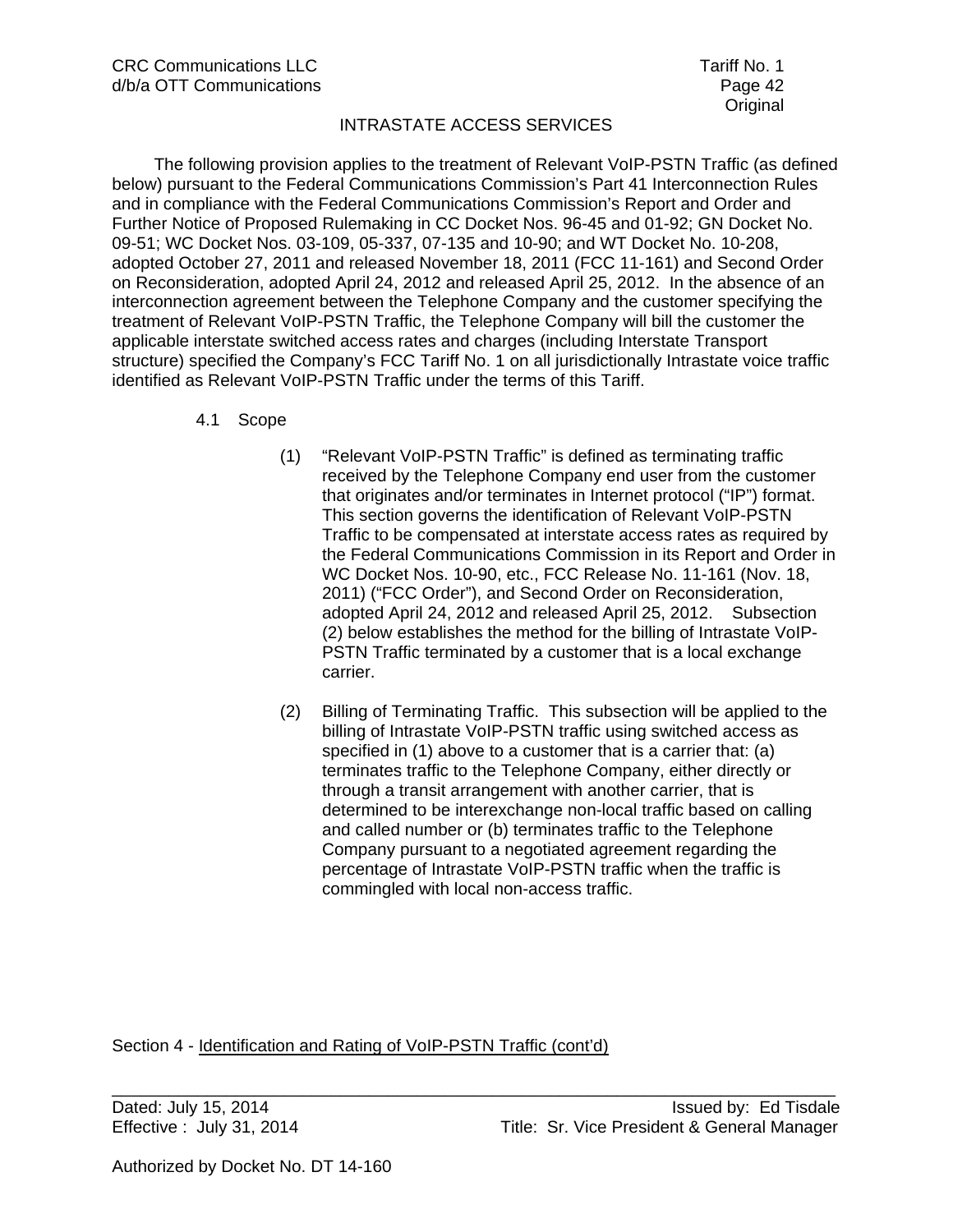INTRASTATE ACCESS SERVICES

The following provision applies to the treatment of Relevant VoIP-PSTN Traffic (as defined below) pursuant to the Federal Communications Commission's Part 41 Interconnection Rules and in compliance with the Federal Communications Commission's Report and Order and Further Notice of Proposed Rulemaking in CC Docket Nos. 96-45 and 01-92; GN Docket No. 09-51; WC Docket Nos. 03-109, 05-337, 07-135 and 10-90; and WT Docket No. 10-208, adopted October 27, 2011 and released November 18, 2011 (FCC 11-161) and Second Order on Reconsideration, adopted April 24, 2012 and released April 25, 2012. In the absence of an interconnection agreement between the Telephone Company and the customer specifying the treatment of Relevant VoIP-PSTN Traffic, the Telephone Company will bill the customer the applicable interstate switched access rates and charges (including Interstate Transport structure) specified the Company's FCC Tariff No. 1 on all jurisdictionally Intrastate voice traffic identified as Relevant VoIP-PSTN Traffic under the terms of this Tariff.

4.1 Scope

(1) "Relevant VoIP-PSTN Traffic" is defined as terminating traffic received by the Telephone Company end user from the customer that originates and/or terminates in Internet protocol ("IP") format. This section governs the identification of Relevant VoIP-PSTN Traffic to be compensated at interstate access rates as required by the Federal Communications Commission in its Report and Order in WC Docket Nos. 10-90, etc., FCC Release No. 11-161 (Nov. 18, 2011) ("FCC Order"), and Second Order on Reconsideration, adopted April 24, 2012 and released April 25, 2012. Subsection (2) below establishes the method for the billing of Intrastate VoIP-PSTN Traffic terminated by a customer that is a local exchange carrier.

(2) Billing of Terminating Traffic. This subsection will be applied to the billing of Intrastate VoIP-PSTN traffic using switched access as specified in (1) above to a customer that is a carrier that: (a) terminates traffic to the Telephone Company, either directly or through a transit arrangement with another carrier, that is determined to be interexchange non-local traffic based on calling and called number or (b) terminates traffic to the Telephone Company pursuant to a negotiated agreement regarding the percentage of Intrastate VoIP-PSTN traffic when the traffic is commingled with local non-access traffic.

Section 4 - Identification and Rating of VoIP-PSTN Traffic (cont'd)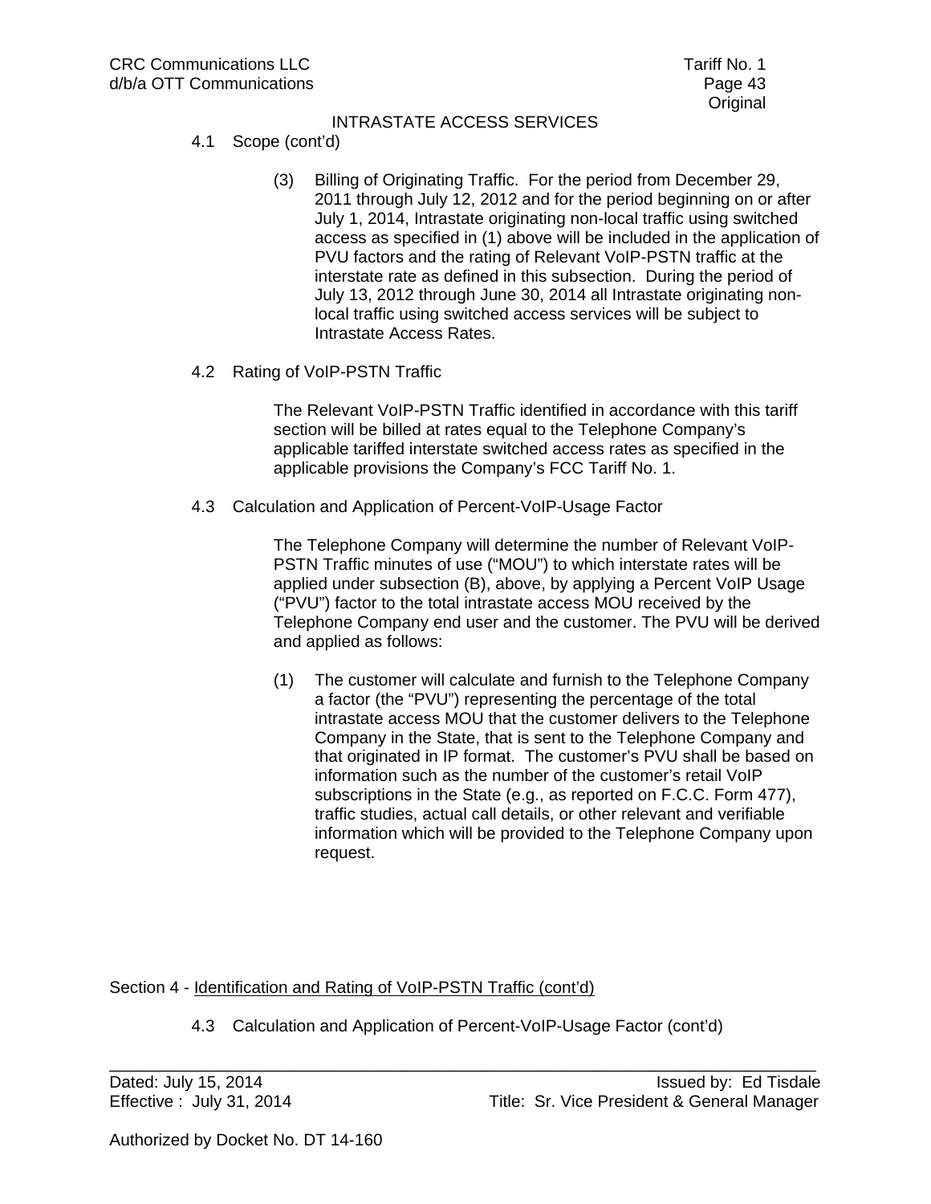INTRASTATE ACCESS SERVICES

4.1 Scope (cont'd)

(3) Billing of Originating Traffic. For the period from December 29, 2011 through July 12, 2012 and for the period beginning on or after July 1, 2014, Intrastate originating non-local traffic using switched access as specified in (1) above will be included in the application of PVU factors and the rating of Relevant VoIP-PSTN traffic at the interstate rate as defined in this subsection. During the period of July 13, 2012 through June 30, 2014 all Intrastate originating non-local traffic using switched access services will be subject to Intrastate Access Rates.

4.2 Rating of VoIP-PSTN Traffic

The Relevant VoIP-PSTN Traffic identified in accordance with this tariff section will be billed at rates equal to the Telephone Company's applicable tariffed interstate switched access rates as specified in the applicable provisions the Company's FCC Tariff No. 1.

4.3 Calculation and Application of Percent-VoIP-Usage Factor

The Telephone Company will determine the number of Relevant VoIP-PSTN Traffic minutes of use ("MOU") to which interstate rates will be applied under subsection (B), above, by applying a Percent VoIP Usage ("PVU") factor to the total intrastate access MOU received by the Telephone Company end user and the customer. The PVU will be derived and applied as follows:

(1) The customer will calculate and furnish to the Telephone Company a factor (the "PVU") representing the percentage of the total intrastate access MOU that the customer delivers to the Telephone Company in the State, that is sent to the Telephone Company and that originated in IP format. The customer's PVU shall be based on information such as the number of the customer's retail VoIP subscriptions in the State (e.g., as reported on F.C.C. Form 477), traffic studies, actual call details, or other relevant and verifiable information which will be provided to the Telephone Company upon request.

Section 4 - Identification and Rating of VoIP-PSTN Traffic (cont'd)

4.3 Calculation and Application of Percent-VoIP-Usage Factor (cont'd)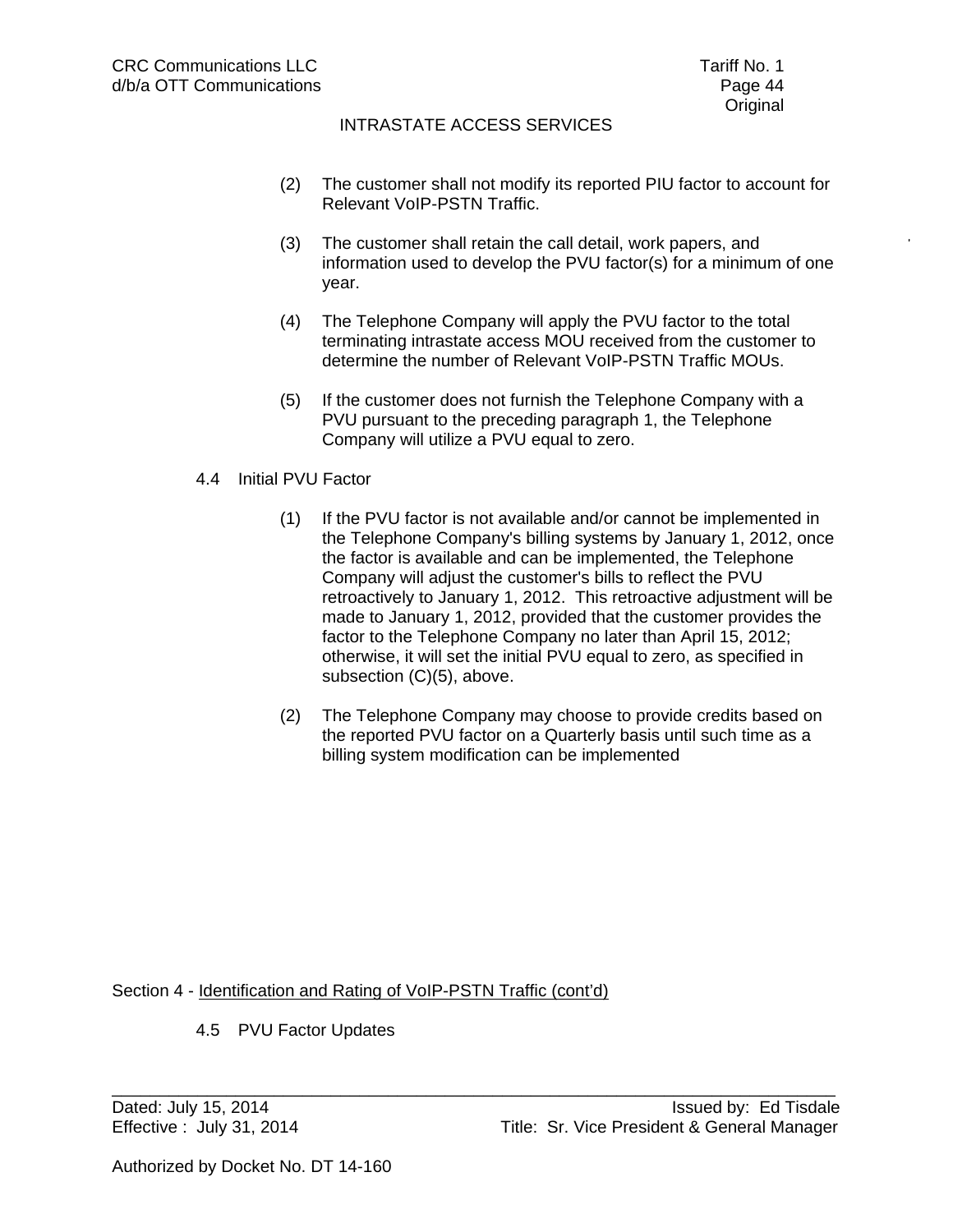(2) The customer shall not modify its reported PIU factor to account for Relevant VoIP-PSTN Traffic.

(3) The customer shall retain the call detail, work papers, and information used to develop the PVU factor(s) for a minimum of one year.

(4) The Telephone Company will apply the PVU factor to the total terminating intrastate access MOU received from the customer to determine the number of Relevant VoIP-PSTN Traffic MOUs.

(5) If the customer does not furnish the Telephone Company with a PVU pursuant to the preceding paragraph 1, the Telephone Company will utilize a PVU equal to zero.

4.4 Initial PVU Factor

(1) If the PVU factor is not available and/or cannot be implemented in the Telephone Company's billing systems by January 1, 2012, once the factor is available and can be implemented, the Telephone Company will adjust the customer's bills to reflect the PVU retroactively to January 1, 2012. This retroactive adjustment will be made to January 1, 2012, provided that the customer provides the factor to the Telephone Company no later than April 15, 2012; otherwise, it will set the initial PVU equal to zero, as specified in subsection (C)(5), above.

(2) The Telephone Company may choose to provide credits based on the reported PVU factor on a Quarterly basis until such time as a billing system modification can be implemented

Section 4 - Identification and Rating of VoIP-PSTN Traffic (cont'd)

4.5 PVU Factor Updates

Dated: July 15, 2014 Issued by: Ed Tisdale
Effective : July 31, 2014 Title: Sr. Vice President & General Manager

Authorized by Docket No. DT 14-160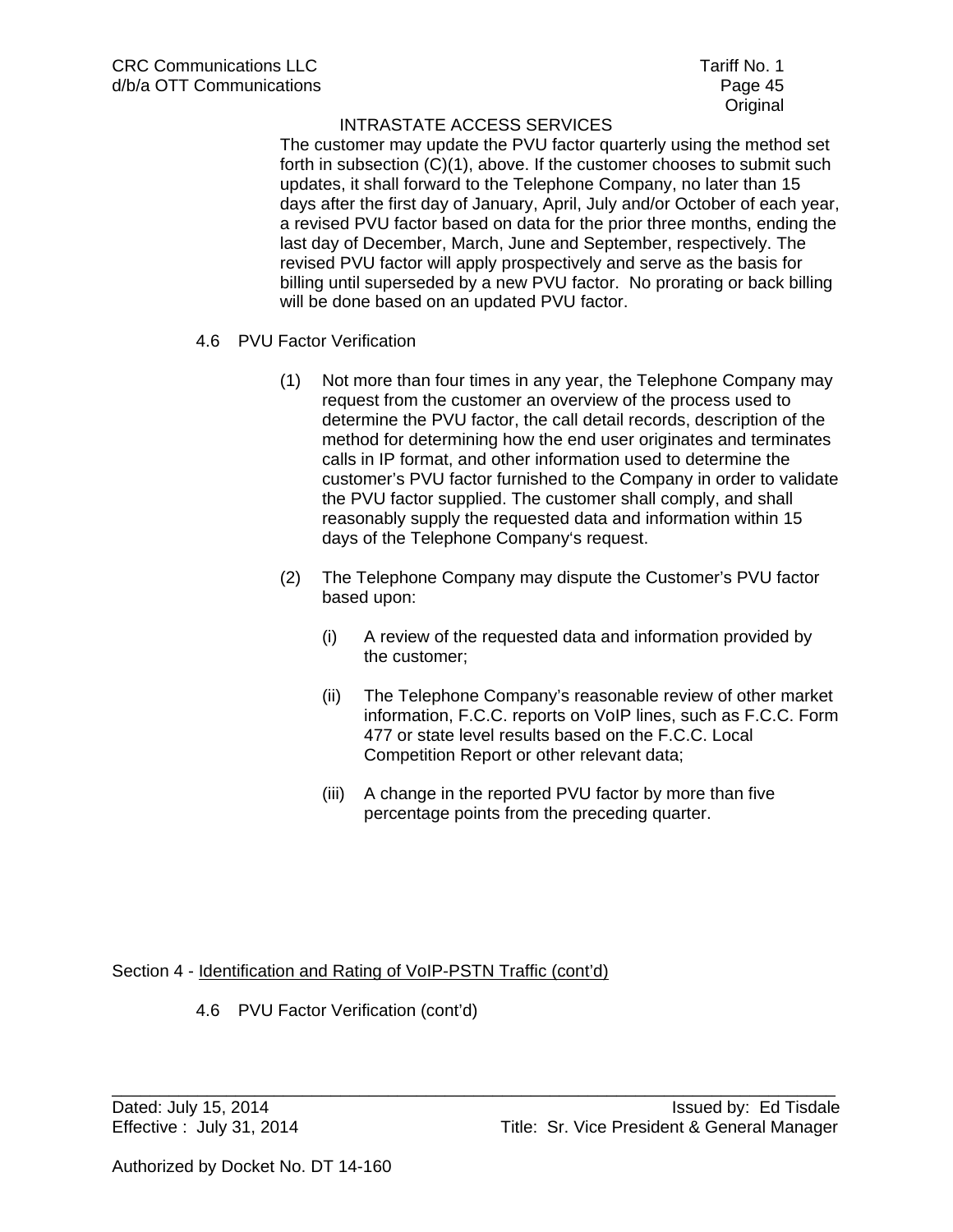INTRASTATE ACCESS SERVICES

The customer may update the PVU factor quarterly using the method set forth in subsection (C)(1), above. If the customer chooses to submit such updates, it shall forward to the Telephone Company, no later than 15 days after the first day of January, April, July and/or October of each year, a revised PVU factor based on data for the prior three months, ending the last day of December, March, June and September, respectively. The revised PVU factor will apply prospectively and serve as the basis for billing until superseded by a new PVU factor. No prorating or back billing will be done based on an updated PVU factor.

4.6 PVU Factor Verification

(1) Not more than four times in any year, the Telephone Company may request from the customer an overview of the process used to determine the PVU factor, the call detail records, description of the method for determining how the end user originates and terminates calls in IP format, and other information used to determine the customer's PVU factor furnished to the Company in order to validate the PVU factor supplied. The customer shall comply, and shall reasonably supply the requested data and information within 15 days of the Telephone Company's request.

(2) The Telephone Company may dispute the Customer's PVU factor based upon:

(i) A review of the requested data and information provided by the customer;

(ii) The Telephone Company's reasonable review of other market information, F.C.C. reports on VoIP lines, such as F.C.C. Form 477 or state level results based on the F.C.C. Local Competition Report or other relevant data;

(iii) A change in the reported PVU factor by more than five percentage points from the preceding quarter.

Section 4 - Identification and Rating of VoIP-PSTN Traffic (cont'd)

4.6 PVU Factor Verification (cont'd)

Dated: July 15, 2014 Issued by: Ed Tisdale
Effective : July 31, 2014 Title: Sr. Vice President & General Manager

Authorized by Docket No. DT 14-160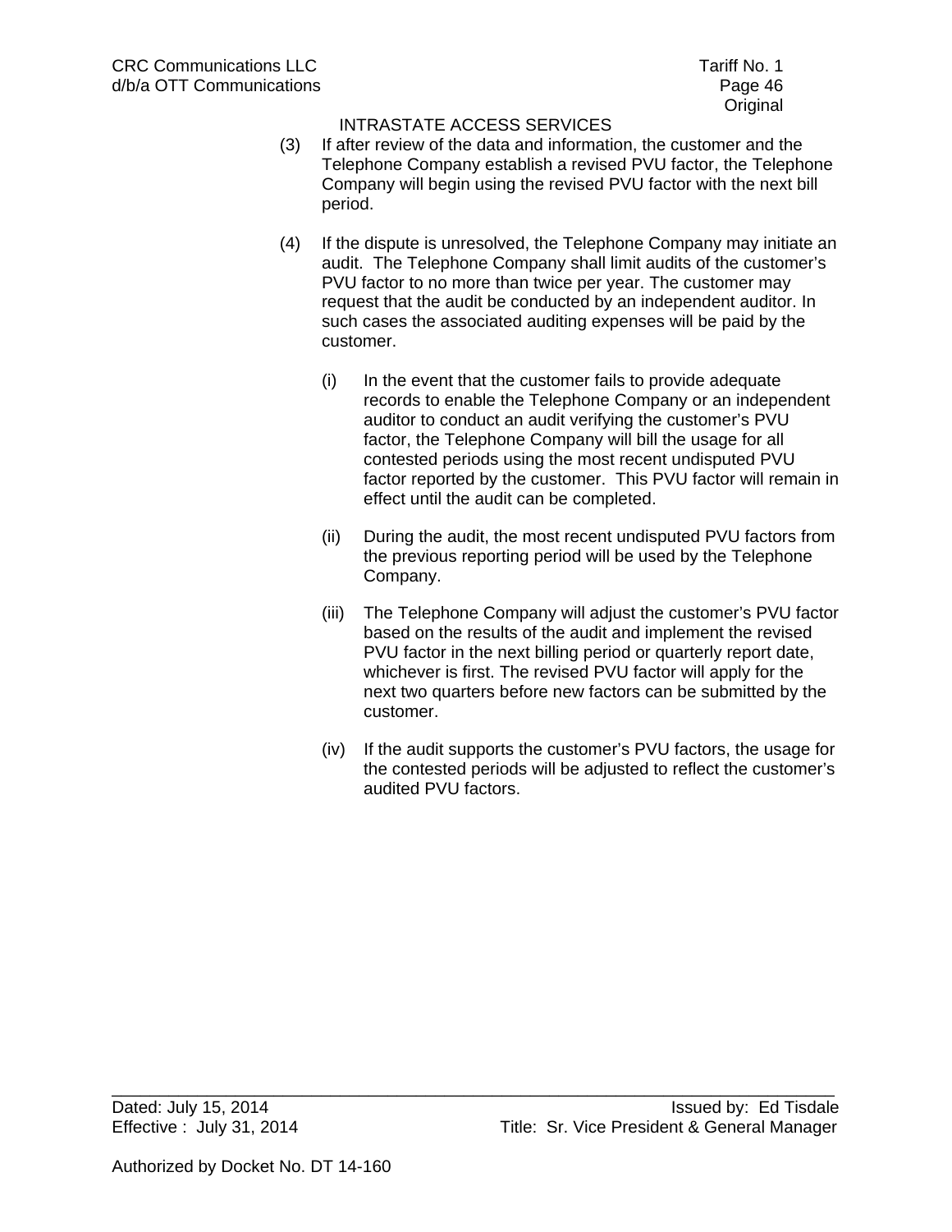INTRASTATE ACCESS SERVICES

(3) If after review of the data and information, the customer and the Telephone Company establish a revised PVU factor, the Telephone Company will begin using the revised PVU factor with the next bill period.

(4) If the dispute is unresolved, the Telephone Company may initiate an audit. The Telephone Company shall limit audits of the customer's PVU factor to no more than twice per year. The customer may request that the audit be conducted by an independent auditor. In such cases the associated auditing expenses will be paid by the customer.

  (i) In the event that the customer fails to provide adequate records to enable the Telephone Company or an independent auditor to conduct an audit verifying the customer's PVU factor, the Telephone Company will bill the usage for all contested periods using the most recent undisputed PVU factor reported by the customer. This PVU factor will remain in effect until the audit can be completed.

  (ii) During the audit, the most recent undisputed PVU factors from the previous reporting period will be used by the Telephone Company.

  (iii) The Telephone Company will adjust the customer's PVU factor based on the results of the audit and implement the revised PVU factor in the next billing period or quarterly report date, whichever is first. The revised PVU factor will apply for the next two quarters before new factors can be submitted by the customer.

  (iv) If the audit supports the customer's PVU factors, the usage for the contested periods will be adjusted to reflect the customer's audited PVU factors.